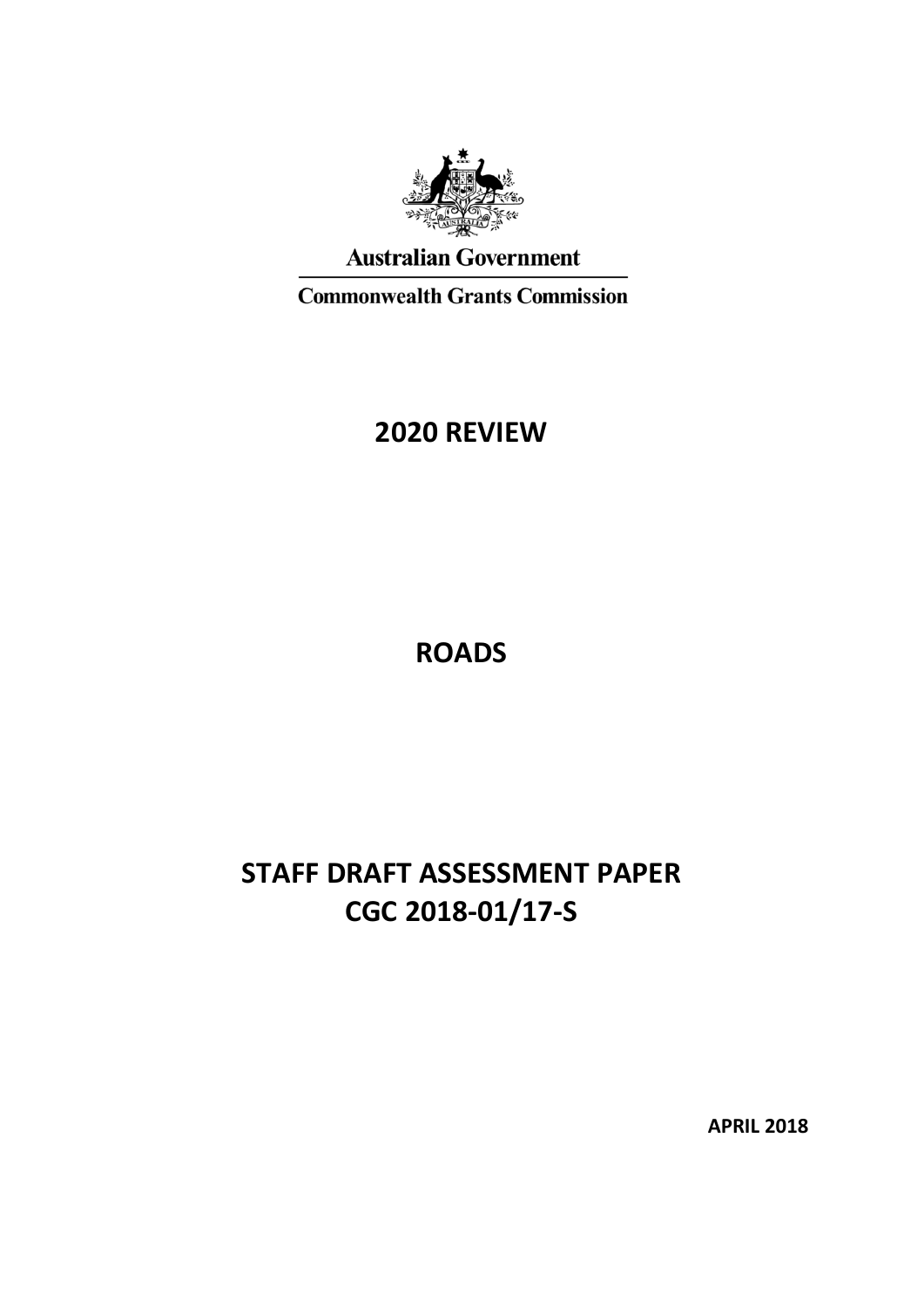Australian Government

Commonwealth Grants Commission

# 2020 REVIEW

# ROADS

# STAFF DRAFT ASSESSMENT PAPER
# CGC 2018-01/17-S

**APRIL 2018**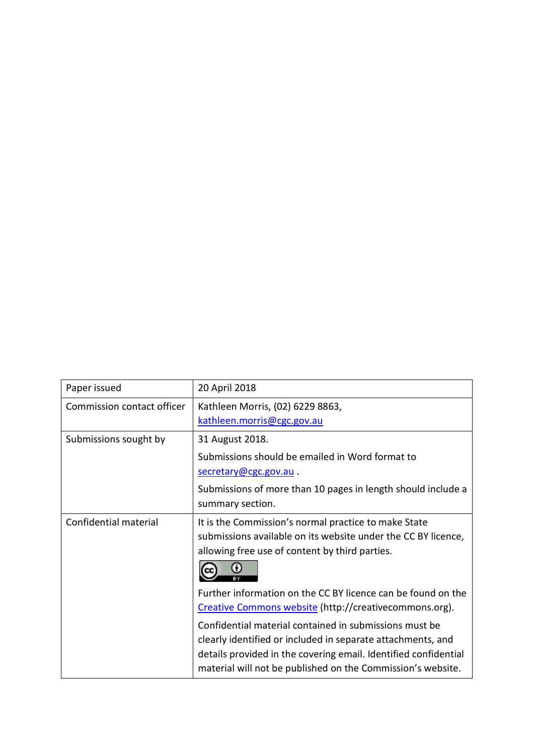| Paper issued | 20 April 2018 |
| --- | --- |
| Commission contact officer | Kathleen Morris, (02) 6229 8863, kathleen.morris@cgc.gov.au |
| Submissions sought by | 31 August 2018. Submissions should be emailed in Word format to secretary@cgc.gov.au . Submissions of more than 10 pages in length should include a summary section. |
| Confidential material | It is the Commission's normal practice to make State submissions available on its website under the CC BY licence, allowing free use of content by third parties. Further information on the CC BY licence can be found on the Creative Commons website (http://creativecommons.org). Confidential material contained in submissions must be clearly identified or included in separate attachments, and details provided in the covering email. Identified confidential material will not be published on the Commission's website. |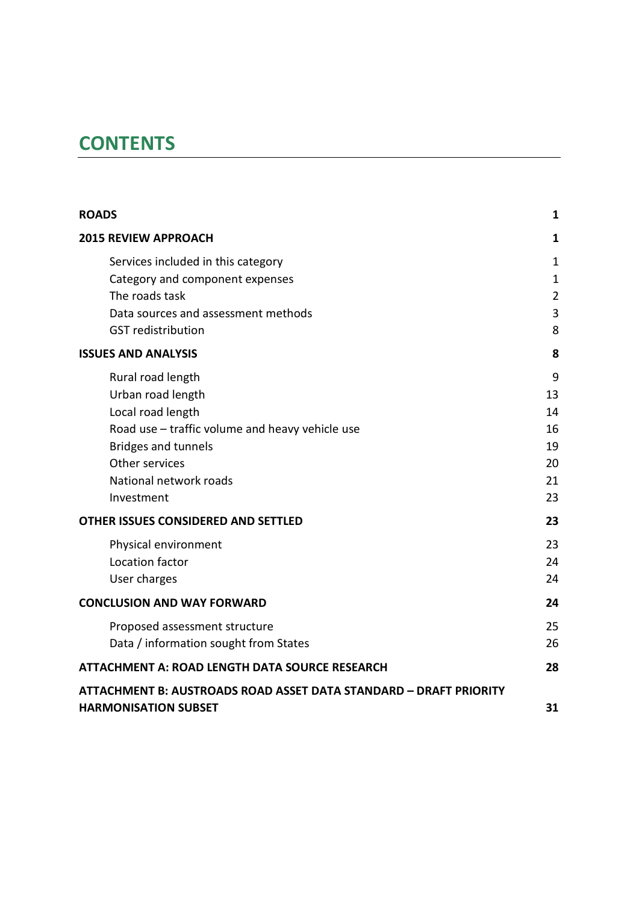# CONTENTS

| | |
|---|---|
| **ROADS** | **1** |
| **2015 REVIEW APPROACH** | **1** |
| Services included in this category | 1 |
| Category and component expenses | 1 |
| The roads task | 2 |
| Data sources and assessment methods | 3 |
| GST redistribution | 8 |
| **ISSUES AND ANALYSIS** | **8** |
| Rural road length | 9 |
| Urban road length | 13 |
| Local road length | 14 |
| Road use – traffic volume and heavy vehicle use | 16 |
| Bridges and tunnels | 19 |
| Other services | 20 |
| National network roads | 21 |
| Investment | 23 |
| **OTHER ISSUES CONSIDERED AND SETTLED** | **23** |
| Physical environment | 23 |
| Location factor | 24 |
| User charges | 24 |
| **CONCLUSION AND WAY FORWARD** | **24** |
| Proposed assessment structure | 25 |
| Data / information sought from States | 26 |
| **ATTACHMENT A: ROAD LENGTH DATA SOURCE RESEARCH** | **28** |
| **ATTACHMENT B: AUSTROADS ROAD ASSET DATA STANDARD – DRAFT PRIORITY HARMONISATION SUBSET** | **31** |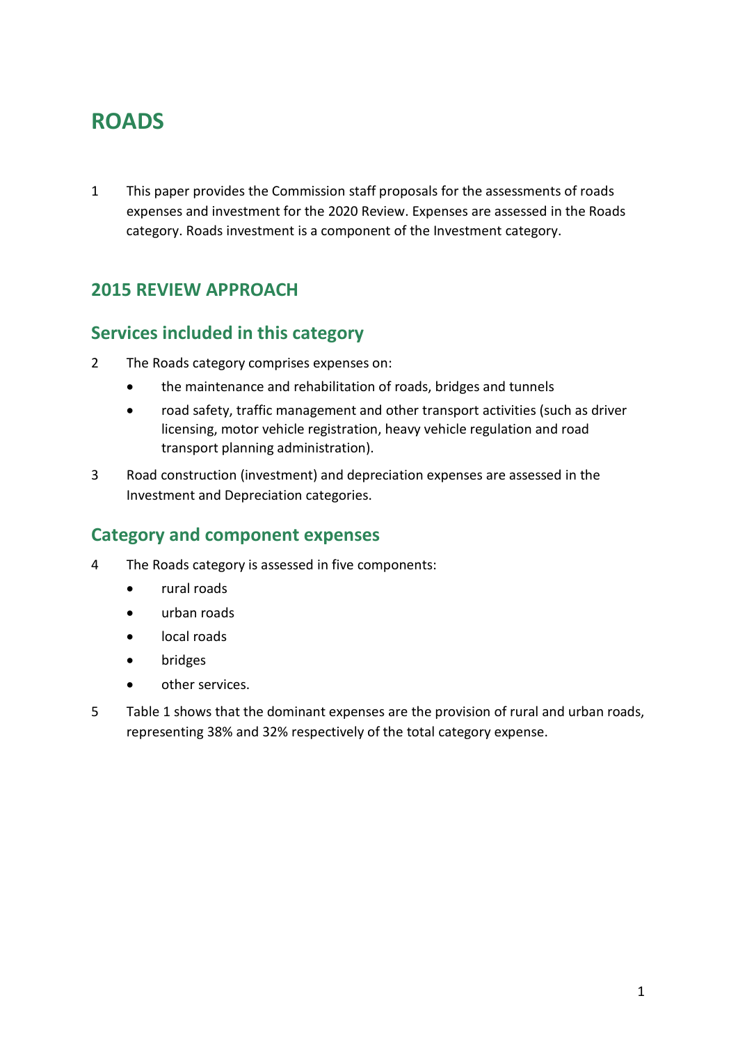# ROADS

1 This paper provides the Commission staff proposals for the assessments of roads expenses and investment for the 2020 Review. Expenses are assessed in the Roads category. Roads investment is a component of the Investment category.

## 2015 REVIEW APPROACH

### Services included in this category

2 The Roads category comprises expenses on:

- the maintenance and rehabilitation of roads, bridges and tunnels
- road safety, traffic management and other transport activities (such as driver licensing, motor vehicle registration, heavy vehicle regulation and road transport planning administration).

3 Road construction (investment) and depreciation expenses are assessed in the Investment and Depreciation categories.

### Category and component expenses

4 The Roads category is assessed in five components:

- rural roads
- urban roads
- local roads
- bridges
- other services.

5 Table 1 shows that the dominant expenses are the provision of rural and urban roads, representing 38% and 32% respectively of the total category expense.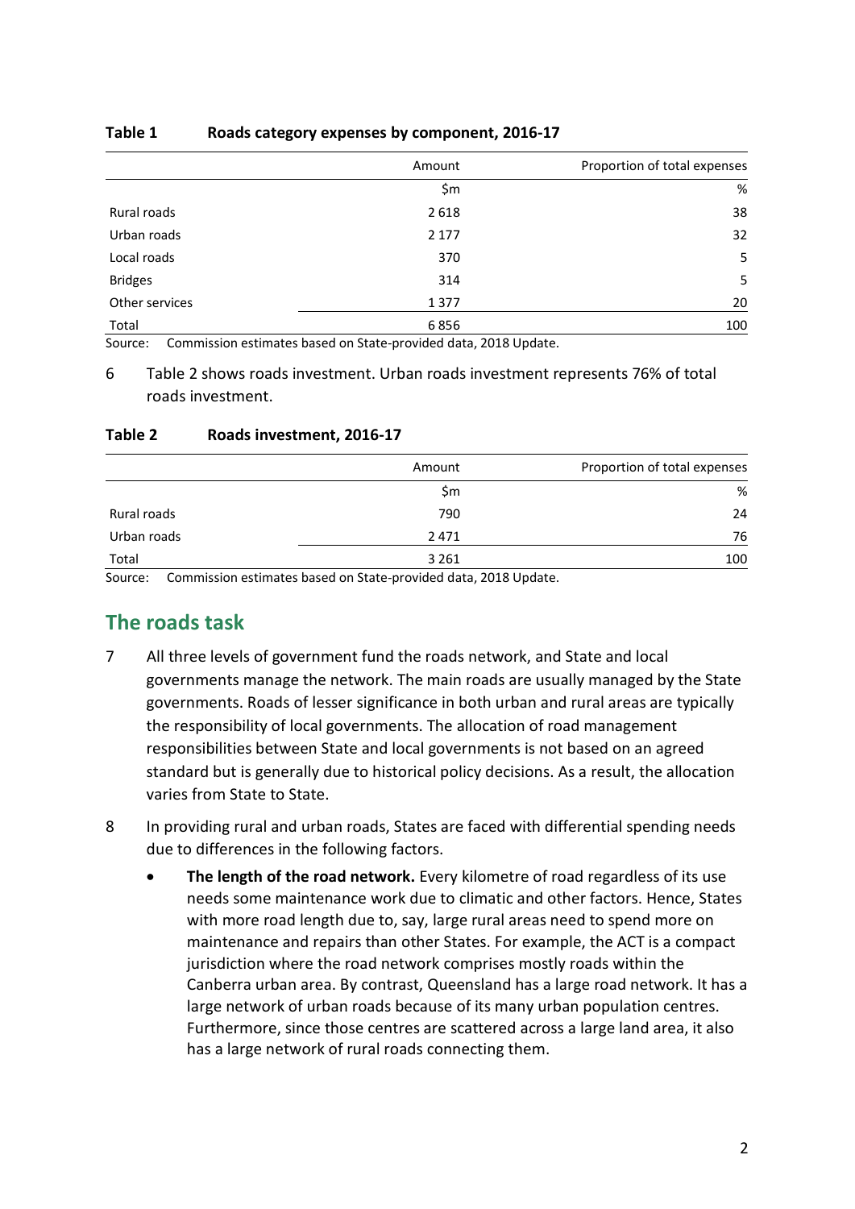**Table 1 Roads category expenses by component, 2016-17**

| | Amount | Proportion of total expenses |
|---|---|---|
| | $m | % |
| Rural roads | 2 618 | 38 |
| Urban roads | 2 177 | 32 |
| Local roads | 370 | 5 |
| Bridges | 314 | 5 |
| Other services | 1 377 | 20 |
| Total | 6 856 | 100 |

Source: Commission estimates based on State-provided data, 2018 Update.

6 Table 2 shows roads investment. Urban roads investment represents 76% of total roads investment.

**Table 2 Roads investment, 2016-17**

| | Amount | Proportion of total expenses |
|---|---|---|
| | $m | % |
| Rural roads | 790 | 24 |
| Urban roads | 2 471 | 76 |
| Total | 3 261 | 100 |

Source: Commission estimates based on State-provided data, 2018 Update.

## The roads task

7 All three levels of government fund the roads network, and State and local governments manage the network. The main roads are usually managed by the State governments. Roads of lesser significance in both urban and rural areas are typically the responsibility of local governments. The allocation of road management responsibilities between State and local governments is not based on an agreed standard but is generally due to historical policy decisions. As a result, the allocation varies from State to State.

8 In providing rural and urban roads, States are faced with differential spending needs due to differences in the following factors.

- **The length of the road network.** Every kilometre of road regardless of its use needs some maintenance work due to climatic and other factors. Hence, States with more road length due to, say, large rural areas need to spend more on maintenance and repairs than other States. For example, the ACT is a compact jurisdiction where the road network comprises mostly roads within the Canberra urban area. By contrast, Queensland has a large road network. It has a large network of urban roads because of its many urban population centres. Furthermore, since those centres are scattered across a large land area, it also has a large network of rural roads connecting them.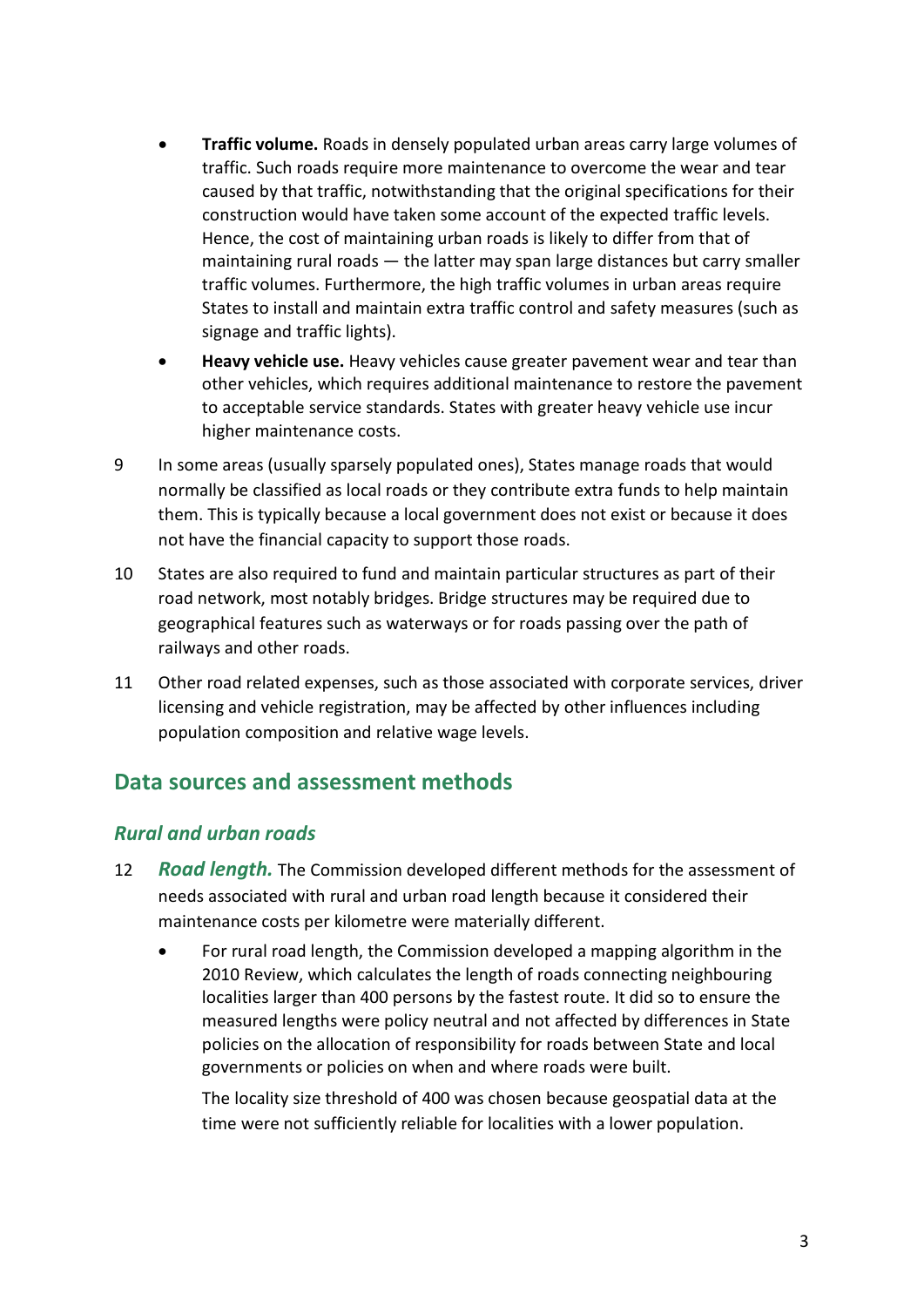- **Traffic volume.** Roads in densely populated urban areas carry large volumes of traffic. Such roads require more maintenance to overcome the wear and tear caused by that traffic, notwithstanding that the original specifications for their construction would have taken some account of the expected traffic levels. Hence, the cost of maintaining urban roads is likely to differ from that of maintaining rural roads — the latter may span large distances but carry smaller traffic volumes. Furthermore, the high traffic volumes in urban areas require States to install and maintain extra traffic control and safety measures (such as signage and traffic lights).
- **Heavy vehicle use.** Heavy vehicles cause greater pavement wear and tear than other vehicles, which requires additional maintenance to restore the pavement to acceptable service standards. States with greater heavy vehicle use incur higher maintenance costs.

9 In some areas (usually sparsely populated ones), States manage roads that would normally be classified as local roads or they contribute extra funds to help maintain them. This is typically because a local government does not exist or because it does not have the financial capacity to support those roads.

10 States are also required to fund and maintain particular structures as part of their road network, most notably bridges. Bridge structures may be required due to geographical features such as waterways or for roads passing over the path of railways and other roads.

11 Other road related expenses, such as those associated with corporate services, driver licensing and vehicle registration, may be affected by other influences including population composition and relative wage levels.

## Data sources and assessment methods

### *Rural and urban roads*

12 ***Road length.*** The Commission developed different methods for the assessment of needs associated with rural and urban road length because it considered their maintenance costs per kilometre were materially different.

- For rural road length, the Commission developed a mapping algorithm in the 2010 Review, which calculates the length of roads connecting neighbouring localities larger than 400 persons by the fastest route. It did so to ensure the measured lengths were policy neutral and not affected by differences in State policies on the allocation of responsibility for roads between State and local governments or policies on when and where roads were built.

  The locality size threshold of 400 was chosen because geospatial data at the time were not sufficiently reliable for localities with a lower population.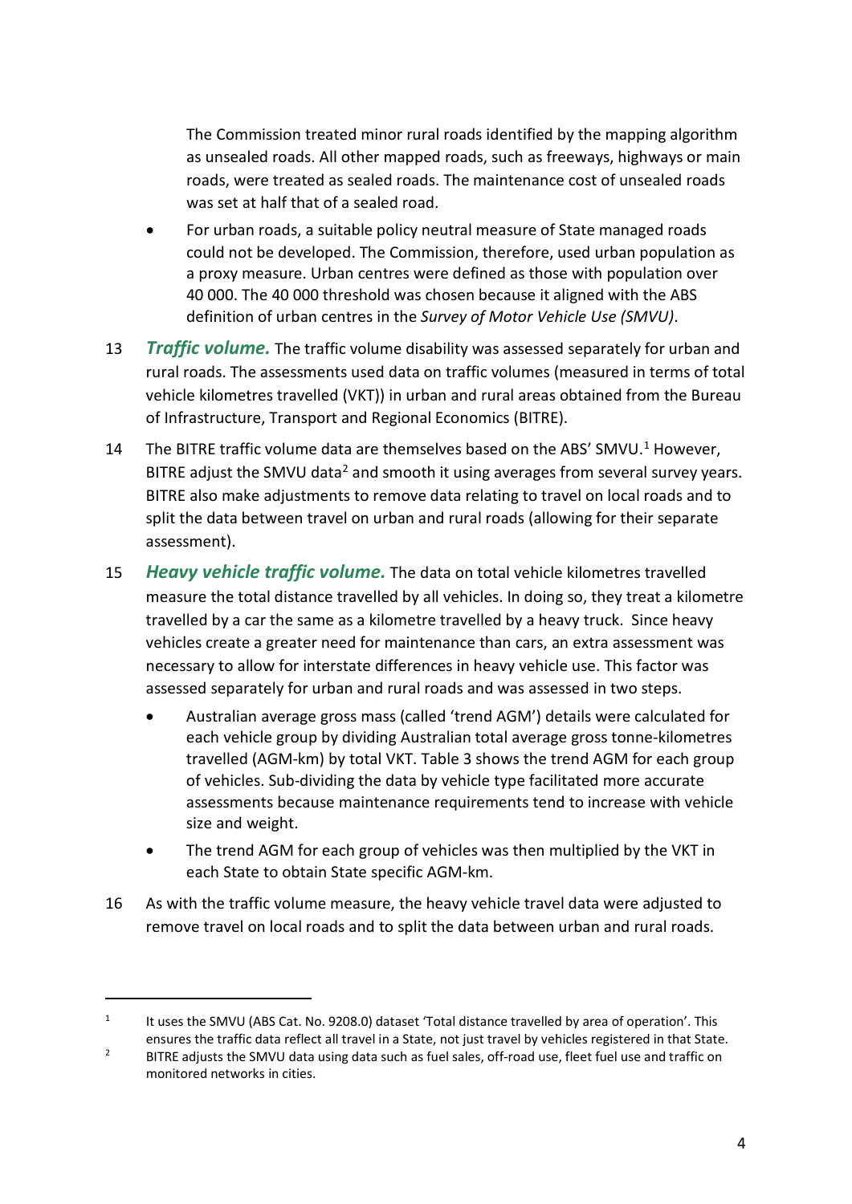The Commission treated minor rural roads identified by the mapping algorithm as unsealed roads. All other mapped roads, such as freeways, highways or main roads, were treated as sealed roads. The maintenance cost of unsealed roads was set at half that of a sealed road.

- For urban roads, a suitable policy neutral measure of State managed roads could not be developed. The Commission, therefore, used urban population as a proxy measure. Urban centres were defined as those with population over 40 000. The 40 000 threshold was chosen because it aligned with the ABS definition of urban centres in the *Survey of Motor Vehicle Use (SMVU)*.

13 ***Traffic volume.*** The traffic volume disability was assessed separately for urban and rural roads. The assessments used data on traffic volumes (measured in terms of total vehicle kilometres travelled (VKT)) in urban and rural areas obtained from the Bureau of Infrastructure, Transport and Regional Economics (BITRE).

14 The BITRE traffic volume data are themselves based on the ABS' SMVU.[1] However, BITRE adjust the SMVU data[2] and smooth it using averages from several survey years. BITRE also make adjustments to remove data relating to travel on local roads and to split the data between travel on urban and rural roads (allowing for their separate assessment).

15 ***Heavy vehicle traffic volume.*** The data on total vehicle kilometres travelled measure the total distance travelled by all vehicles. In doing so, they treat a kilometre travelled by a car the same as a kilometre travelled by a heavy truck. Since heavy vehicles create a greater need for maintenance than cars, an extra assessment was necessary to allow for interstate differences in heavy vehicle use. This factor was assessed separately for urban and rural roads and was assessed in two steps.

- Australian average gross mass (called 'trend AGM') details were calculated for each vehicle group by dividing Australian total average gross tonne-kilometres travelled (AGM-km) by total VKT. Table 3 shows the trend AGM for each group of vehicles. Sub-dividing the data by vehicle type facilitated more accurate assessments because maintenance requirements tend to increase with vehicle size and weight.
- The trend AGM for each group of vehicles was then multiplied by the VKT in each State to obtain State specific AGM-km.

16 As with the traffic volume measure, the heavy vehicle travel data were adjusted to remove travel on local roads and to split the data between urban and rural roads.

---

[1] It uses the SMVU (ABS Cat. No. 9208.0) dataset 'Total distance travelled by area of operation'. This ensures the traffic data reflect all travel in a State, not just travel by vehicles registered in that State.

[2] BITRE adjusts the SMVU data using data such as fuel sales, off-road use, fleet fuel use and traffic on monitored networks in cities.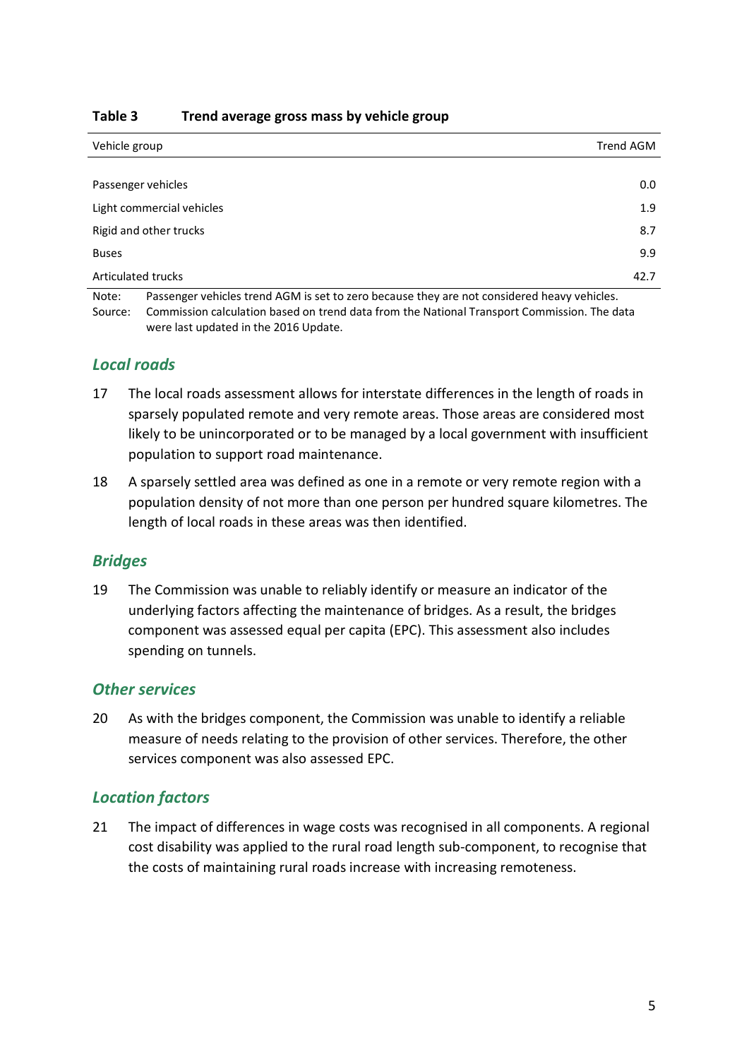**Table 3 Trend average gross mass by vehicle group**

| Vehicle group | Trend AGM |
|---|---|
| Passenger vehicles | 0.0 |
| Light commercial vehicles | 1.9 |
| Rigid and other trucks | 8.7 |
| Buses | 9.9 |
| Articulated trucks | 42.7 |

Note: Passenger vehicles trend AGM is set to zero because they are not considered heavy vehicles.
Source: Commission calculation based on trend data from the National Transport Commission. The data were last updated in the 2016 Update.

### *Local roads*

17 The local roads assessment allows for interstate differences in the length of roads in sparsely populated remote and very remote areas. Those areas are considered most likely to be unincorporated or to be managed by a local government with insufficient population to support road maintenance.

18 A sparsely settled area was defined as one in a remote or very remote region with a population density of not more than one person per hundred square kilometres. The length of local roads in these areas was then identified.

### *Bridges*

19 The Commission was unable to reliably identify or measure an indicator of the underlying factors affecting the maintenance of bridges. As a result, the bridges component was assessed equal per capita (EPC). This assessment also includes spending on tunnels.

### *Other services*

20 As with the bridges component, the Commission was unable to identify a reliable measure of needs relating to the provision of other services. Therefore, the other services component was also assessed EPC.

### *Location factors*

21 The impact of differences in wage costs was recognised in all components. A regional cost disability was applied to the rural road length sub-component, to recognise that the costs of maintaining rural roads increase with increasing remoteness.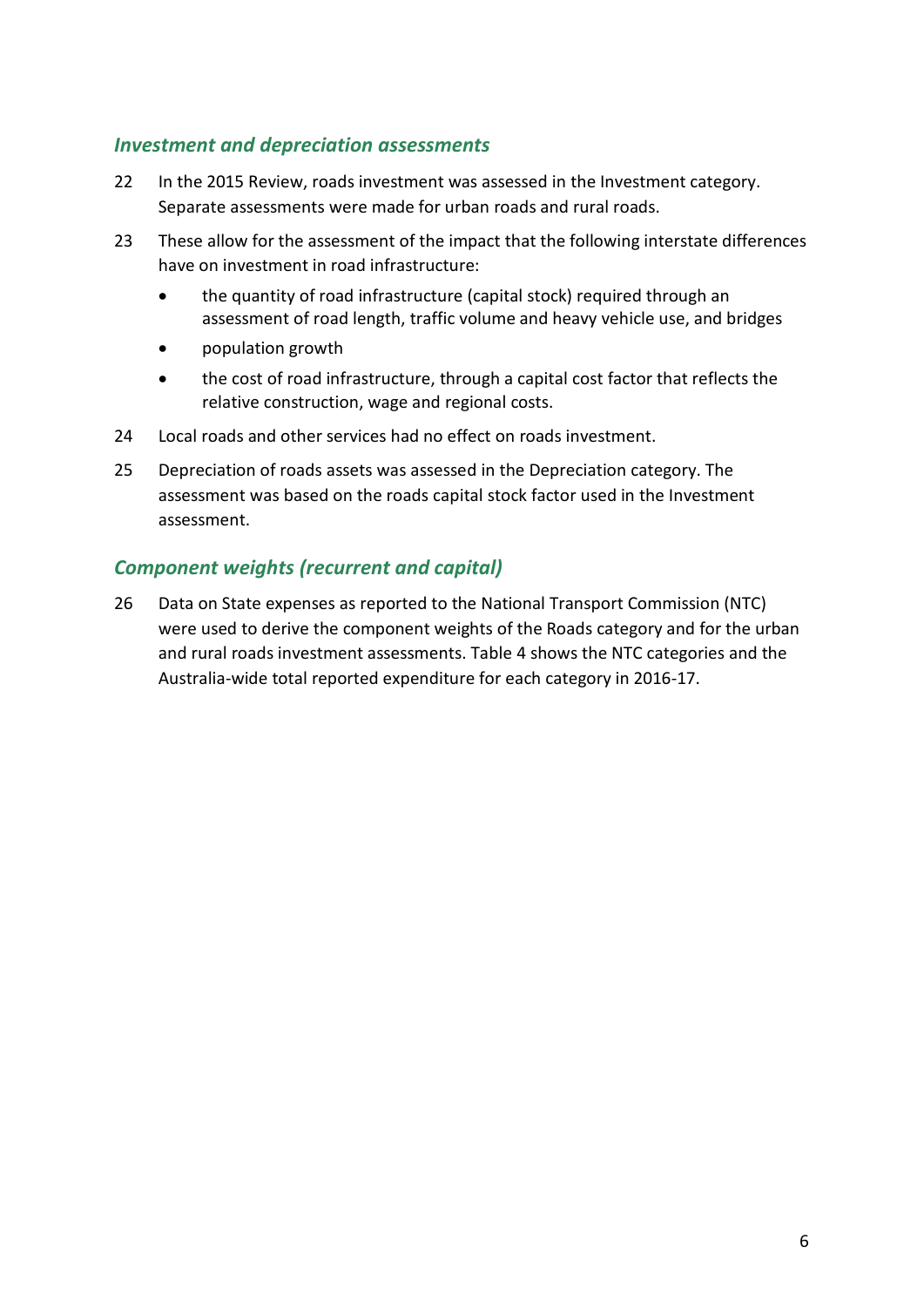### *Investment and depreciation assessments*

22 In the 2015 Review, roads investment was assessed in the Investment category. Separate assessments were made for urban roads and rural roads.

23 These allow for the assessment of the impact that the following interstate differences have on investment in road infrastructure:

- the quantity of road infrastructure (capital stock) required through an assessment of road length, traffic volume and heavy vehicle use, and bridges
- population growth
- the cost of road infrastructure, through a capital cost factor that reflects the relative construction, wage and regional costs.

24 Local roads and other services had no effect on roads investment.

25 Depreciation of roads assets was assessed in the Depreciation category. The assessment was based on the roads capital stock factor used in the Investment assessment.

### *Component weights (recurrent and capital)*

26 Data on State expenses as reported to the National Transport Commission (NTC) were used to derive the component weights of the Roads category and for the urban and rural roads investment assessments. Table 4 shows the NTC categories and the Australia-wide total reported expenditure for each category in 2016-17.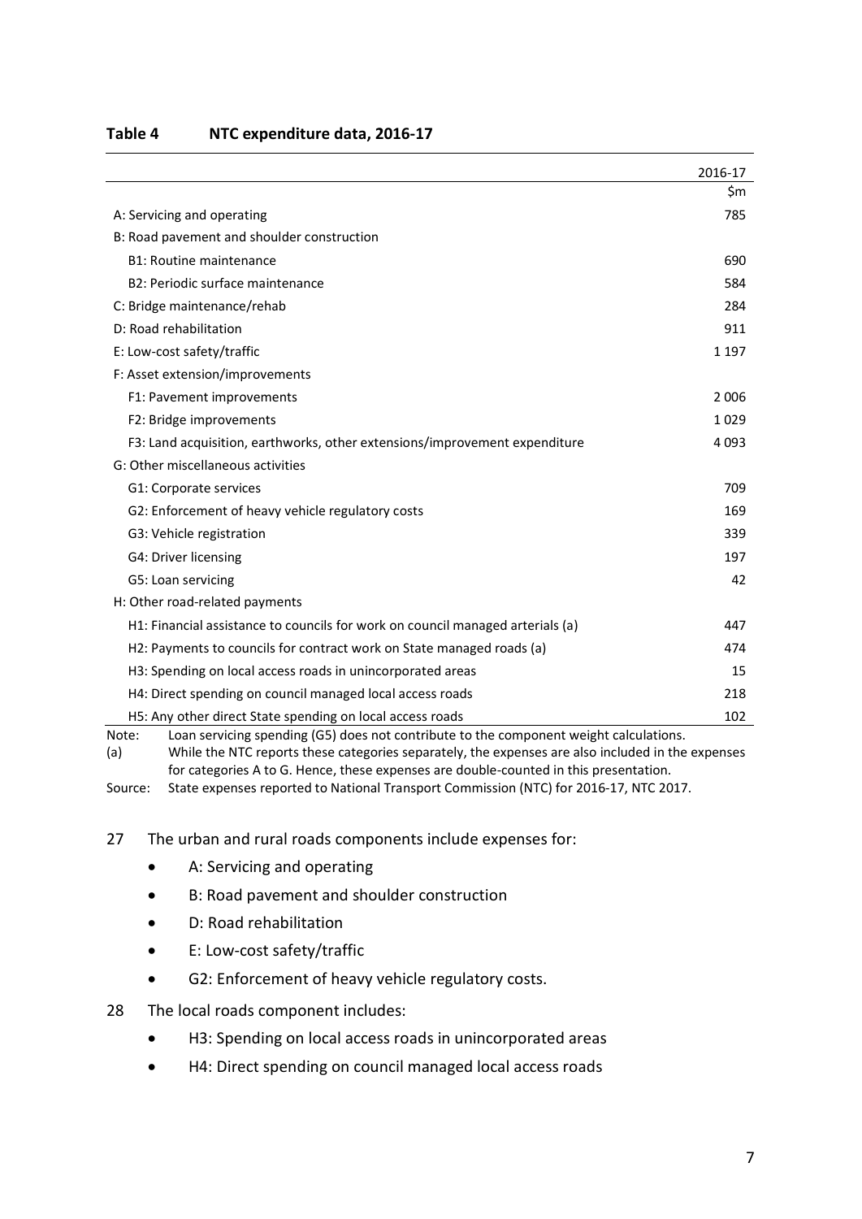**Table 4 NTC expenditure data, 2016-17**

| | 2016-17 |
|---|---|
| | $m |
| A: Servicing and operating | 785 |
| B: Road pavement and shoulder construction | |
| B1: Routine maintenance | 690 |
| B2: Periodic surface maintenance | 584 |
| C: Bridge maintenance/rehab | 284 |
| D: Road rehabilitation | 911 |
| E: Low-cost safety/traffic | 1 197 |
| F: Asset extension/improvements | |
| F1: Pavement improvements | 2 006 |
| F2: Bridge improvements | 1 029 |
| F3: Land acquisition, earthworks, other extensions/improvement expenditure | 4 093 |
| G: Other miscellaneous activities | |
| G1: Corporate services | 709 |
| G2: Enforcement of heavy vehicle regulatory costs | 169 |
| G3: Vehicle registration | 339 |
| G4: Driver licensing | 197 |
| G5: Loan servicing | 42 |
| H: Other road-related payments | |
| H1: Financial assistance to councils for work on council managed arterials (a) | 447 |
| H2: Payments to councils for contract work on State managed roads (a) | 474 |
| H3: Spending on local access roads in unincorporated areas | 15 |
| H4: Direct spending on council managed local access roads | 218 |
| H5: Any other direct State spending on local access roads | 102 |

Note: Loan servicing spending (G5) does not contribute to the component weight calculations.

(a) While the NTC reports these categories separately, the expenses are also included in the expenses for categories A to G. Hence, these expenses are double-counted in this presentation.

Source: State expenses reported to National Transport Commission (NTC) for 2016-17, NTC 2017.

27 The urban and rural roads components include expenses for:

- A: Servicing and operating
- B: Road pavement and shoulder construction
- D: Road rehabilitation
- E: Low-cost safety/traffic
- G2: Enforcement of heavy vehicle regulatory costs.

28 The local roads component includes:

- H3: Spending on local access roads in unincorporated areas
- H4: Direct spending on council managed local access roads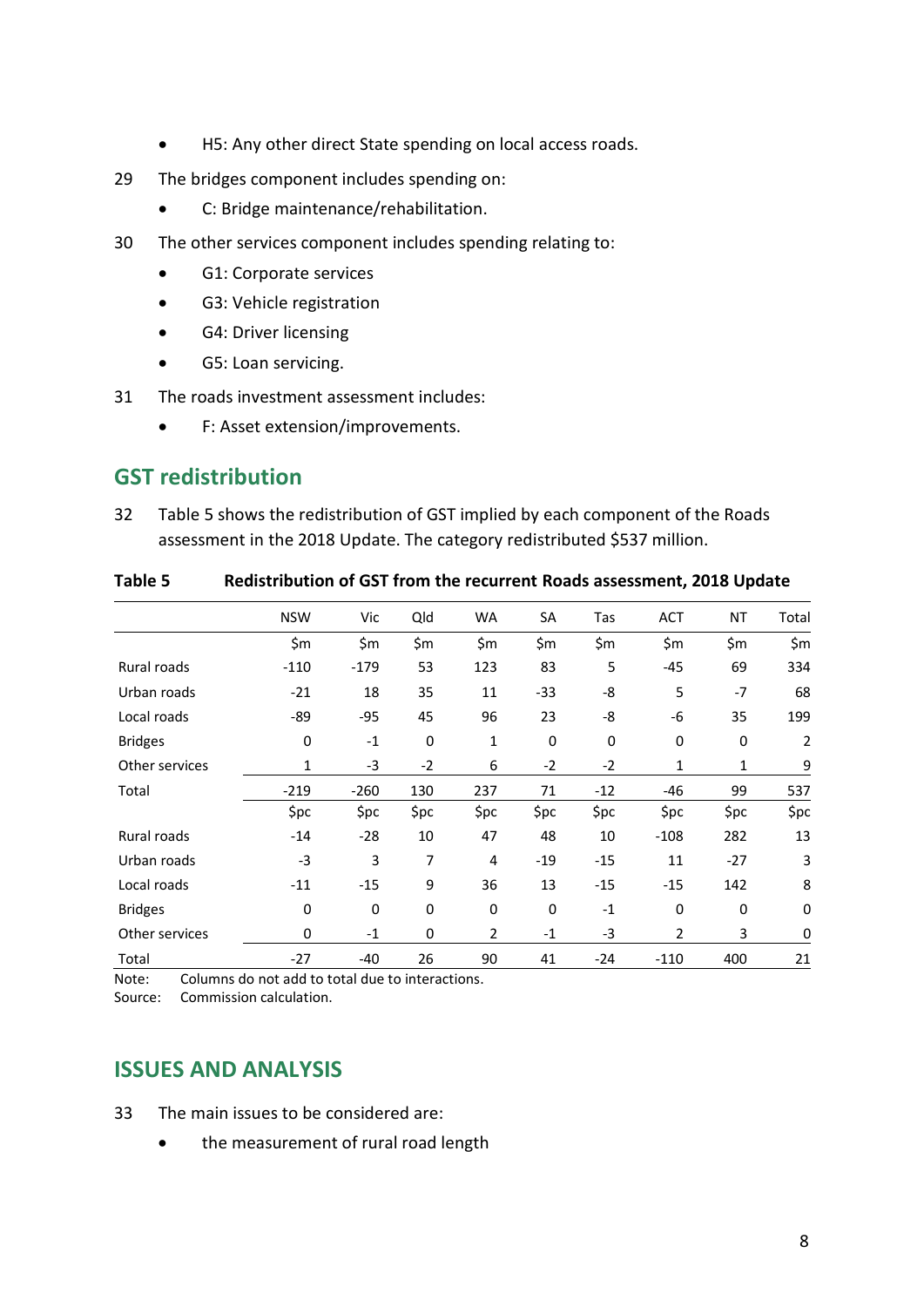- H5: Any other direct State spending on local access roads.

29 The bridges component includes spending on:

- C: Bridge maintenance/rehabilitation.

30 The other services component includes spending relating to:

- G1: Corporate services
- G3: Vehicle registration
- G4: Driver licensing
- G5: Loan servicing.

31 The roads investment assessment includes:

- F: Asset extension/improvements.

## GST redistribution

32 Table 5 shows the redistribution of GST implied by each component of the Roads assessment in the 2018 Update. The category redistributed $537 million.

**Table 5 Redistribution of GST from the recurrent Roads assessment, 2018 Update**

| | NSW | Vic | Qld | WA | SA | Tas | ACT | NT | Total |
|---|---|---|---|---|---|---|---|---|---|
| | $m | $m | $m | $m | $m | $m | $m | $m | $m |
| Rural roads | -110 | -179 | 53 | 123 | 83 | 5 | -45 | 69 | 334 |
| Urban roads | -21 | 18 | 35 | 11 | -33 | -8 | 5 | -7 | 68 |
| Local roads | -89 | -95 | 45 | 96 | 23 | -8 | -6 | 35 | 199 |
| Bridges | 0 | -1 | 0 | 1 | 0 | 0 | 0 | 0 | 2 |
| Other services | 1 | -3 | -2 | 6 | -2 | -2 | 1 | 1 | 9 |
| Total | -219 | -260 | 130 | 237 | 71 | -12 | -46 | 99 | 537 |
| | $pc | $pc | $pc | $pc | $pc | $pc | $pc | $pc | $pc |
| Rural roads | -14 | -28 | 10 | 47 | 48 | 10 | -108 | 282 | 13 |
| Urban roads | -3 | 3 | 7 | 4 | -19 | -15 | 11 | -27 | 3 |
| Local roads | -11 | -15 | 9 | 36 | 13 | -15 | -15 | 142 | 8 |
| Bridges | 0 | 0 | 0 | 0 | 0 | -1 | 0 | 0 | 0 |
| Other services | 0 | -1 | 0 | 2 | -1 | -3 | 2 | 3 | 0 |
| Total | -27 | -40 | 26 | 90 | 41 | -24 | -110 | 400 | 21 |

Note: Columns do not add to total due to interactions.
Source: Commission calculation.

## ISSUES AND ANALYSIS

33 The main issues to be considered are:

- the measurement of rural road length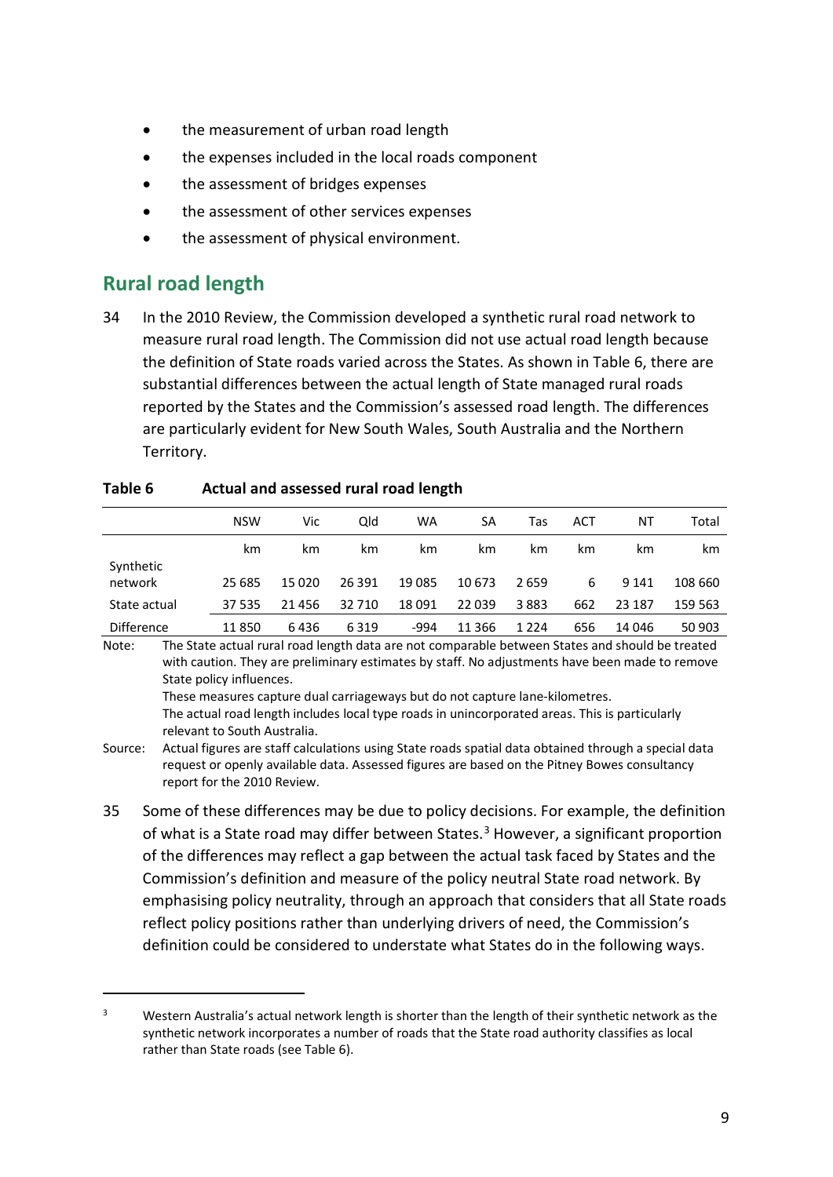- the measurement of urban road length
- the expenses included in the local roads component
- the assessment of bridges expenses
- the assessment of other services expenses
- the assessment of physical environment.

## Rural road length

34 In the 2010 Review, the Commission developed a synthetic rural road network to measure rural road length. The Commission did not use actual road length because the definition of State roads varied across the States. As shown in Table 6, there are substantial differences between the actual length of State managed rural roads reported by the States and the Commission's assessed road length. The differences are particularly evident for New South Wales, South Australia and the Northern Territory.

**Table 6 Actual and assessed rural road length**

| | NSW | Vic | Qld | WA | SA | Tas | ACT | NT | Total |
|---|---|---|---|---|---|---|---|---|---|
| | km | km | km | km | km | km | km | km | km |
| Synthetic network | 25 685 | 15 020 | 26 391 | 19 085 | 10 673 | 2 659 | 6 | 9 141 | 108 660 |
| State actual | 37 535 | 21 456 | 32 710 | 18 091 | 22 039 | 3 883 | 662 | 23 187 | 159 563 |
| Difference | 11 850 | 6 436 | 6 319 | -994 | 11 366 | 1 224 | 656 | 14 046 | 50 903 |

Note: The State actual rural road length data are not comparable between States and should be treated with caution. They are preliminary estimates by staff. No adjustments have been made to remove State policy influences.
These measures capture dual carriageways but do not capture lane-kilometres.
The actual road length includes local type roads in unincorporated areas. This is particularly relevant to South Australia.

Source: Actual figures are staff calculations using State roads spatial data obtained through a special data request or openly available data. Assessed figures are based on the Pitney Bowes consultancy report for the 2010 Review.

35 Some of these differences may be due to policy decisions. For example, the definition of what is a State road may differ between States.[3] However, a significant proportion of the differences may reflect a gap between the actual task faced by States and the Commission's definition and measure of the policy neutral State road network. By emphasising policy neutrality, through an approach that considers that all State roads reflect policy positions rather than underlying drivers of need, the Commission's definition could be considered to understate what States do in the following ways.

[3] Western Australia's actual network length is shorter than the length of their synthetic network as the synthetic network incorporates a number of roads that the State road authority classifies as local rather than State roads (see Table 6).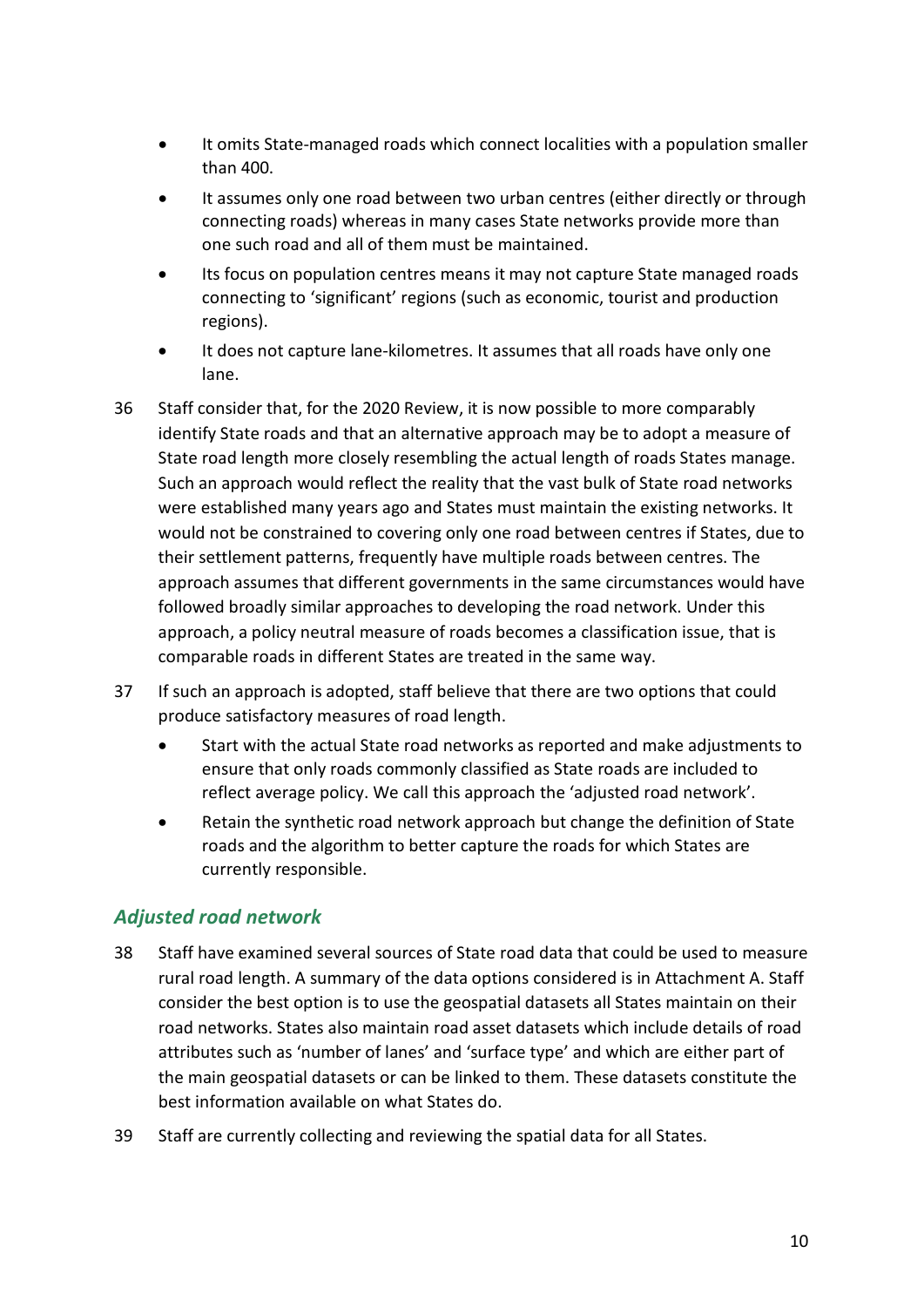- It omits State-managed roads which connect localities with a population smaller than 400.
- It assumes only one road between two urban centres (either directly or through connecting roads) whereas in many cases State networks provide more than one such road and all of them must be maintained.
- Its focus on population centres means it may not capture State managed roads connecting to 'significant' regions (such as economic, tourist and production regions).
- It does not capture lane-kilometres. It assumes that all roads have only one lane.

36 Staff consider that, for the 2020 Review, it is now possible to more comparably identify State roads and that an alternative approach may be to adopt a measure of State road length more closely resembling the actual length of roads States manage. Such an approach would reflect the reality that the vast bulk of State road networks were established many years ago and States must maintain the existing networks. It would not be constrained to covering only one road between centres if States, due to their settlement patterns, frequently have multiple roads between centres. The approach assumes that different governments in the same circumstances would have followed broadly similar approaches to developing the road network. Under this approach, a policy neutral measure of roads becomes a classification issue, that is comparable roads in different States are treated in the same way.

37 If such an approach is adopted, staff believe that there are two options that could produce satisfactory measures of road length.

- Start with the actual State road networks as reported and make adjustments to ensure that only roads commonly classified as State roads are included to reflect average policy. We call this approach the 'adjusted road network'.
- Retain the synthetic road network approach but change the definition of State roads and the algorithm to better capture the roads for which States are currently responsible.

### *Adjusted road network*

38 Staff have examined several sources of State road data that could be used to measure rural road length. A summary of the data options considered is in Attachment A. Staff consider the best option is to use the geospatial datasets all States maintain on their road networks. States also maintain road asset datasets which include details of road attributes such as 'number of lanes' and 'surface type' and which are either part of the main geospatial datasets or can be linked to them. These datasets constitute the best information available on what States do.

39 Staff are currently collecting and reviewing the spatial data for all States.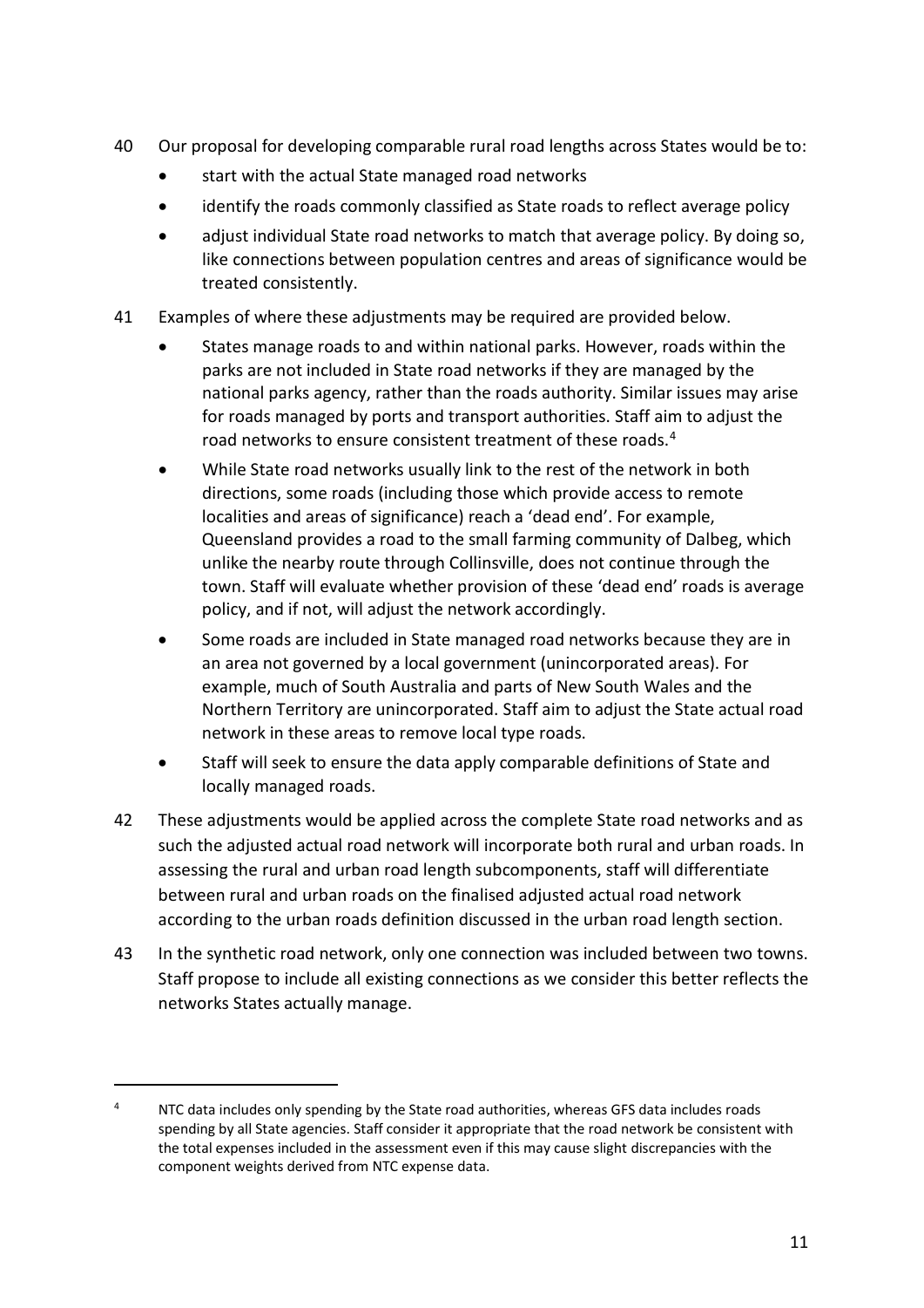40 Our proposal for developing comparable rural road lengths across States would be to:

- start with the actual State managed road networks
- identify the roads commonly classified as State roads to reflect average policy
- adjust individual State road networks to match that average policy. By doing so, like connections between population centres and areas of significance would be treated consistently.

41 Examples of where these adjustments may be required are provided below.

- States manage roads to and within national parks. However, roads within the parks are not included in State road networks if they are managed by the national parks agency, rather than the roads authority. Similar issues may arise for roads managed by ports and transport authorities. Staff aim to adjust the road networks to ensure consistent treatment of these roads.[4]
- While State road networks usually link to the rest of the network in both directions, some roads (including those which provide access to remote localities and areas of significance) reach a 'dead end'. For example, Queensland provides a road to the small farming community of Dalbeg, which unlike the nearby route through Collinsville, does not continue through the town. Staff will evaluate whether provision of these 'dead end' roads is average policy, and if not, will adjust the network accordingly.
- Some roads are included in State managed road networks because they are in an area not governed by a local government (unincorporated areas). For example, much of South Australia and parts of New South Wales and the Northern Territory are unincorporated. Staff aim to adjust the State actual road network in these areas to remove local type roads.
- Staff will seek to ensure the data apply comparable definitions of State and locally managed roads.

42 These adjustments would be applied across the complete State road networks and as such the adjusted actual road network will incorporate both rural and urban roads. In assessing the rural and urban road length subcomponents, staff will differentiate between rural and urban roads on the finalised adjusted actual road network according to the urban roads definition discussed in the urban road length section.

43 In the synthetic road network, only one connection was included between two towns. Staff propose to include all existing connections as we consider this better reflects the networks States actually manage.

---

[4] NTC data includes only spending by the State road authorities, whereas GFS data includes roads spending by all State agencies. Staff consider it appropriate that the road network be consistent with the total expenses included in the assessment even if this may cause slight discrepancies with the component weights derived from NTC expense data.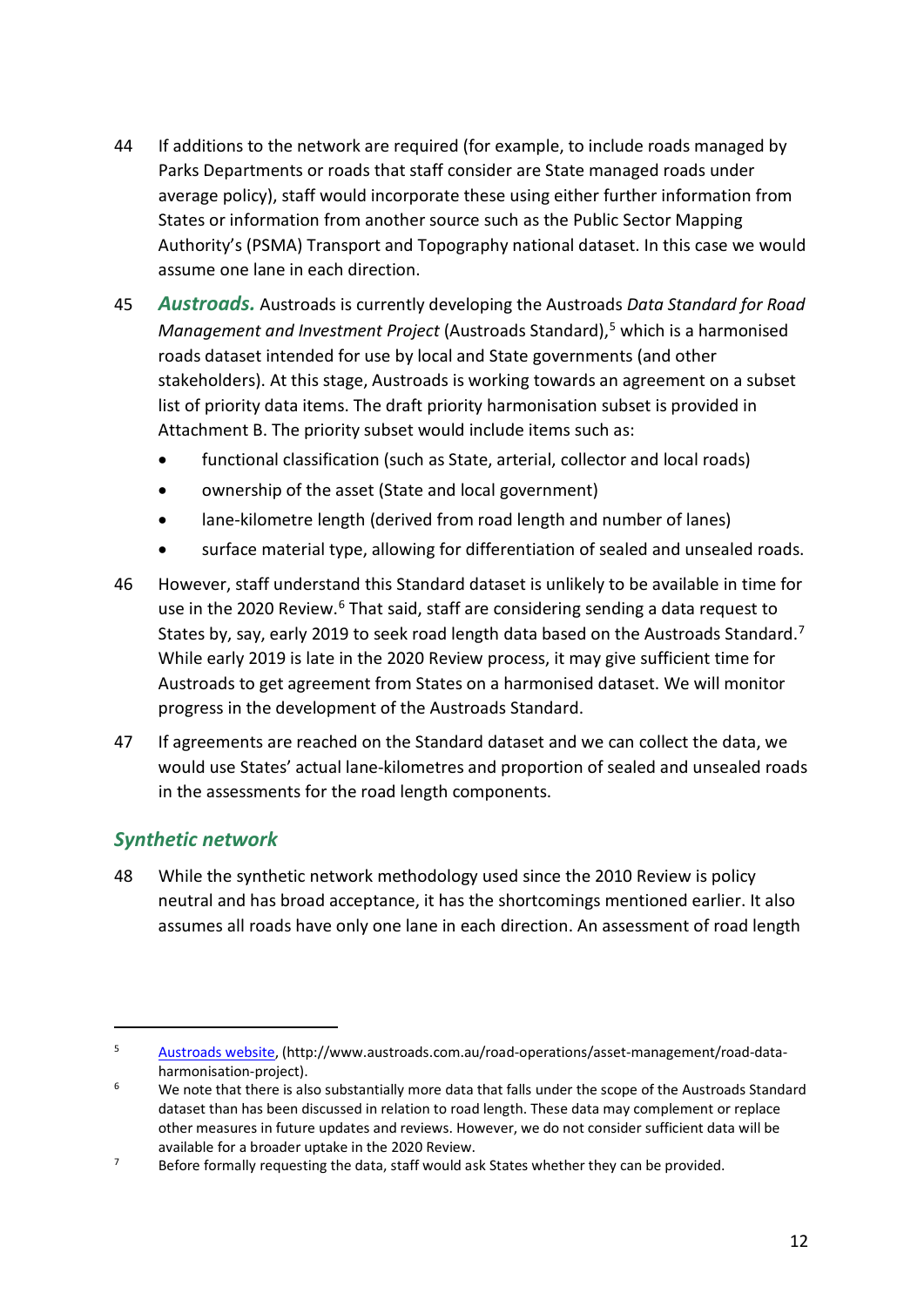44 If additions to the network are required (for example, to include roads managed by Parks Departments or roads that staff consider are State managed roads under average policy), staff would incorporate these using either further information from States or information from another source such as the Public Sector Mapping Authority's (PSMA) Transport and Topography national dataset. In this case we would assume one lane in each direction.

45 ***Austroads.*** Austroads is currently developing the Austroads *Data Standard for Road Management and Investment Project* (Austroads Standard),[5] which is a harmonised roads dataset intended for use by local and State governments (and other stakeholders). At this stage, Austroads is working towards an agreement on a subset list of priority data items. The draft priority harmonisation subset is provided in Attachment B. The priority subset would include items such as:

- functional classification (such as State, arterial, collector and local roads)
- ownership of the asset (State and local government)
- lane-kilometre length (derived from road length and number of lanes)
- surface material type, allowing for differentiation of sealed and unsealed roads.

46 However, staff understand this Standard dataset is unlikely to be available in time for use in the 2020 Review.[6] That said, staff are considering sending a data request to States by, say, early 2019 to seek road length data based on the Austroads Standard.[7] While early 2019 is late in the 2020 Review process, it may give sufficient time for Austroads to get agreement from States on a harmonised dataset. We will monitor progress in the development of the Austroads Standard.

47 If agreements are reached on the Standard dataset and we can collect the data, we would use States' actual lane-kilometres and proportion of sealed and unsealed roads in the assessments for the road length components.

### *Synthetic network*

48 While the synthetic network methodology used since the 2010 Review is policy neutral and has broad acceptance, it has the shortcomings mentioned earlier. It also assumes all roads have only one lane in each direction. An assessment of road length

---

[5] Austroads website, (http://www.austroads.com.au/road-operations/asset-management/road-data-harmonisation-project).

[6] We note that there is also substantially more data that falls under the scope of the Austroads Standard dataset than has been discussed in relation to road length. These data may complement or replace other measures in future updates and reviews. However, we do not consider sufficient data will be available for a broader uptake in the 2020 Review.

[7] Before formally requesting the data, staff would ask States whether they can be provided.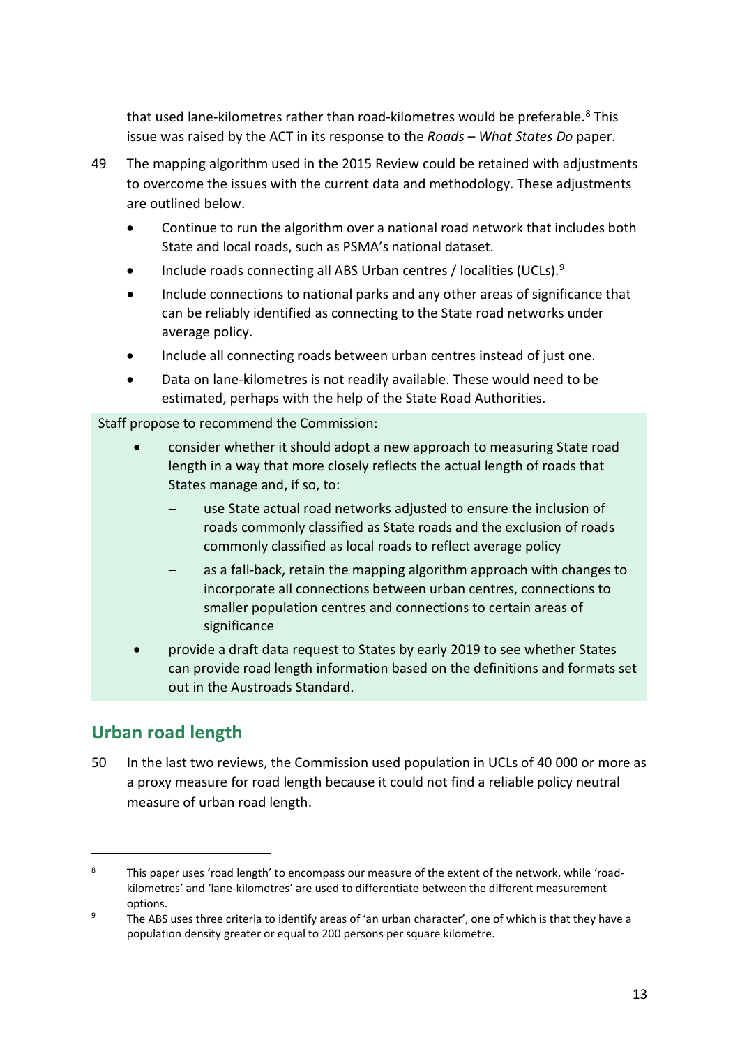that used lane-kilometres rather than road-kilometres would be preferable.[8] This issue was raised by the ACT in its response to the *Roads – What States Do* paper.

49 The mapping algorithm used in the 2015 Review could be retained with adjustments to overcome the issues with the current data and methodology. These adjustments are outlined below.

- Continue to run the algorithm over a national road network that includes both State and local roads, such as PSMA's national dataset.
- Include roads connecting all ABS Urban centres / localities (UCLs).[9]
- Include connections to national parks and any other areas of significance that can be reliably identified as connecting to the State road networks under average policy.
- Include all connecting roads between urban centres instead of just one.
- Data on lane-kilometres is not readily available. These would need to be estimated, perhaps with the help of the State Road Authorities.

Staff propose to recommend the Commission:

- consider whether it should adopt a new approach to measuring State road length in a way that more closely reflects the actual length of roads that States manage and, if so, to:
  - use State actual road networks adjusted to ensure the inclusion of roads commonly classified as State roads and the exclusion of roads commonly classified as local roads to reflect average policy
  - as a fall-back, retain the mapping algorithm approach with changes to incorporate all connections between urban centres, connections to smaller population centres and connections to certain areas of significance
- provide a draft data request to States by early 2019 to see whether States can provide road length information based on the definitions and formats set out in the Austroads Standard.

## Urban road length

50 In the last two reviews, the Commission used population in UCLs of 40 000 or more as a proxy measure for road length because it could not find a reliable policy neutral measure of urban road length.

---

[8] This paper uses 'road length' to encompass our measure of the extent of the network, while 'road-kilometres' and 'lane-kilometres' are used to differentiate between the different measurement options.

[9] The ABS uses three criteria to identify areas of 'an urban character', one of which is that they have a population density greater or equal to 200 persons per square kilometre.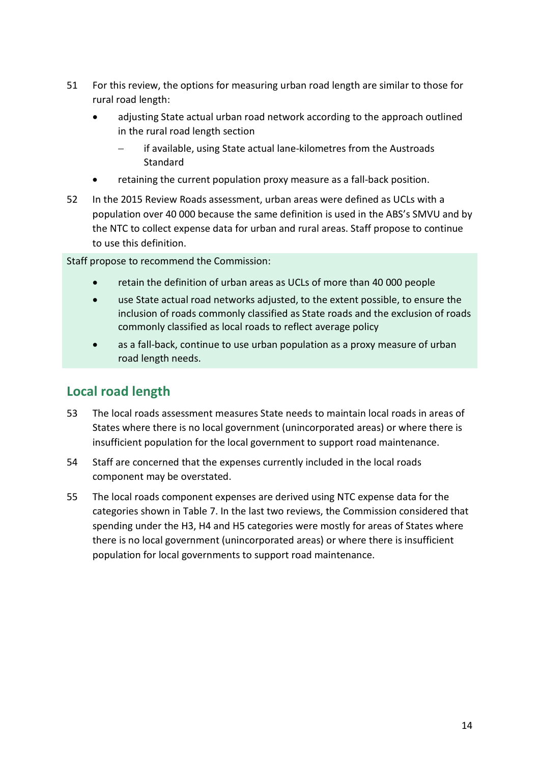51 For this review, the options for measuring urban road length are similar to those for rural road length:

- adjusting State actual urban road network according to the approach outlined in the rural road length section
  - if available, using State actual lane-kilometres from the Austroads Standard
- retaining the current population proxy measure as a fall-back position.

52 In the 2015 Review Roads assessment, urban areas were defined as UCLs with a population over 40 000 because the same definition is used in the ABS's SMVU and by the NTC to collect expense data for urban and rural areas. Staff propose to continue to use this definition.

Staff propose to recommend the Commission:

- retain the definition of urban areas as UCLs of more than 40 000 people
- use State actual road networks adjusted, to the extent possible, to ensure the inclusion of roads commonly classified as State roads and the exclusion of roads commonly classified as local roads to reflect average policy
- as a fall-back, continue to use urban population as a proxy measure of urban road length needs.

## Local road length

53 The local roads assessment measures State needs to maintain local roads in areas of States where there is no local government (unincorporated areas) or where there is insufficient population for the local government to support road maintenance.

54 Staff are concerned that the expenses currently included in the local roads component may be overstated.

55 The local roads component expenses are derived using NTC expense data for the categories shown in Table 7. In the last two reviews, the Commission considered that spending under the H3, H4 and H5 categories were mostly for areas of States where there is no local government (unincorporated areas) or where there is insufficient population for local governments to support road maintenance.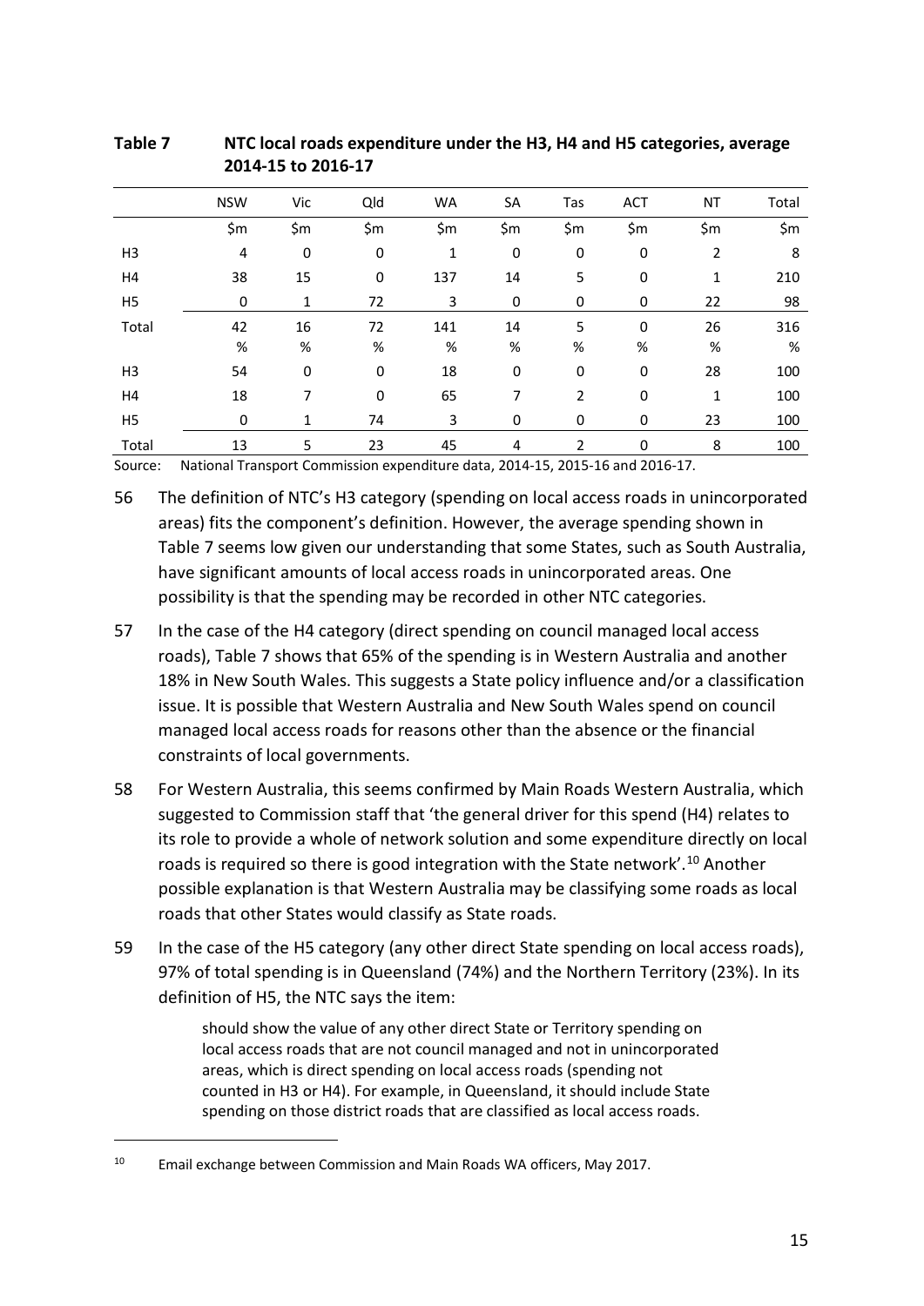**Table 7 NTC local roads expenditure under the H3, H4 and H5 categories, average 2014-15 to 2016-17**

| | NSW | Vic | Qld | WA | SA | Tas | ACT | NT | Total |
|---|---|---|---|---|---|---|---|---|---|
| | $m | $m | $m | $m | $m | $m | $m | $m | $m |
| H3 | 4 | 0 | 0 | 1 | 0 | 0 | 0 | 2 | 8 |
| H4 | 38 | 15 | 0 | 137 | 14 | 5 | 0 | 1 | 210 |
| H5 | 0 | 1 | 72 | 3 | 0 | 0 | 0 | 22 | 98 |
| Total | 42 | 16 | 72 | 141 | 14 | 5 | 0 | 26 | 316 |
| | % | % | % | % | % | % | % | % | % |
| H3 | 54 | 0 | 0 | 18 | 0 | 0 | 0 | 28 | 100 |
| H4 | 18 | 7 | 0 | 65 | 7 | 2 | 0 | 1 | 100 |
| H5 | 0 | 1 | 74 | 3 | 0 | 0 | 0 | 23 | 100 |
| Total | 13 | 5 | 23 | 45 | 4 | 2 | 0 | 8 | 100 |

Source: National Transport Commission expenditure data, 2014-15, 2015-16 and 2016-17.

56 The definition of NTC's H3 category (spending on local access roads in unincorporated areas) fits the component's definition. However, the average spending shown in Table 7 seems low given our understanding that some States, such as South Australia, have significant amounts of local access roads in unincorporated areas. One possibility is that the spending may be recorded in other NTC categories.

57 In the case of the H4 category (direct spending on council managed local access roads), Table 7 shows that 65% of the spending is in Western Australia and another 18% in New South Wales. This suggests a State policy influence and/or a classification issue. It is possible that Western Australia and New South Wales spend on council managed local access roads for reasons other than the absence or the financial constraints of local governments.

58 For Western Australia, this seems confirmed by Main Roads Western Australia, which suggested to Commission staff that 'the general driver for this spend (H4) relates to its role to provide a whole of network solution and some expenditure directly on local roads is required so there is good integration with the State network'.[10] Another possible explanation is that Western Australia may be classifying some roads as local roads that other States would classify as State roads.

59 In the case of the H5 category (any other direct State spending on local access roads), 97% of total spending is in Queensland (74%) and the Northern Territory (23%). In its definition of H5, the NTC says the item:

> should show the value of any other direct State or Territory spending on local access roads that are not council managed and not in unincorporated areas, which is direct spending on local access roads (spending not counted in H3 or H4). For example, in Queensland, it should include State spending on those district roads that are classified as local access roads.

[10] Email exchange between Commission and Main Roads WA officers, May 2017.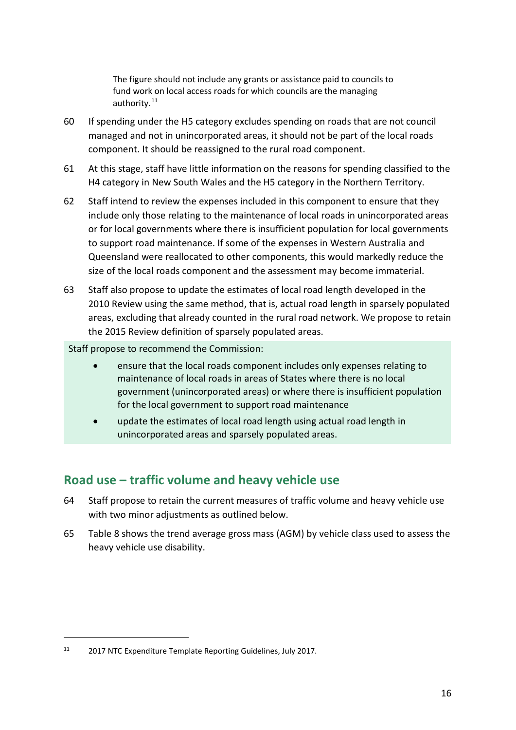> The figure should not include any grants or assistance paid to councils to fund work on local access roads for which councils are the managing authority.[11]

60 If spending under the H5 category excludes spending on roads that are not council managed and not in unincorporated areas, it should not be part of the local roads component. It should be reassigned to the rural road component.

61 At this stage, staff have little information on the reasons for spending classified to the H4 category in New South Wales and the H5 category in the Northern Territory.

62 Staff intend to review the expenses included in this component to ensure that they include only those relating to the maintenance of local roads in unincorporated areas or for local governments where there is insufficient population for local governments to support road maintenance. If some of the expenses in Western Australia and Queensland were reallocated to other components, this would markedly reduce the size of the local roads component and the assessment may become immaterial.

63 Staff also propose to update the estimates of local road length developed in the 2010 Review using the same method, that is, actual road length in sparsely populated areas, excluding that already counted in the rural road network. We propose to retain the 2015 Review definition of sparsely populated areas.

Staff propose to recommend the Commission:

- ensure that the local roads component includes only expenses relating to maintenance of local roads in areas of States where there is no local government (unincorporated areas) or where there is insufficient population for the local government to support road maintenance
- update the estimates of local road length using actual road length in unincorporated areas and sparsely populated areas.

## Road use – traffic volume and heavy vehicle use

64 Staff propose to retain the current measures of traffic volume and heavy vehicle use with two minor adjustments as outlined below.

65 Table 8 shows the trend average gross mass (AGM) by vehicle class used to assess the heavy vehicle use disability.

---

[11] 2017 NTC Expenditure Template Reporting Guidelines, July 2017.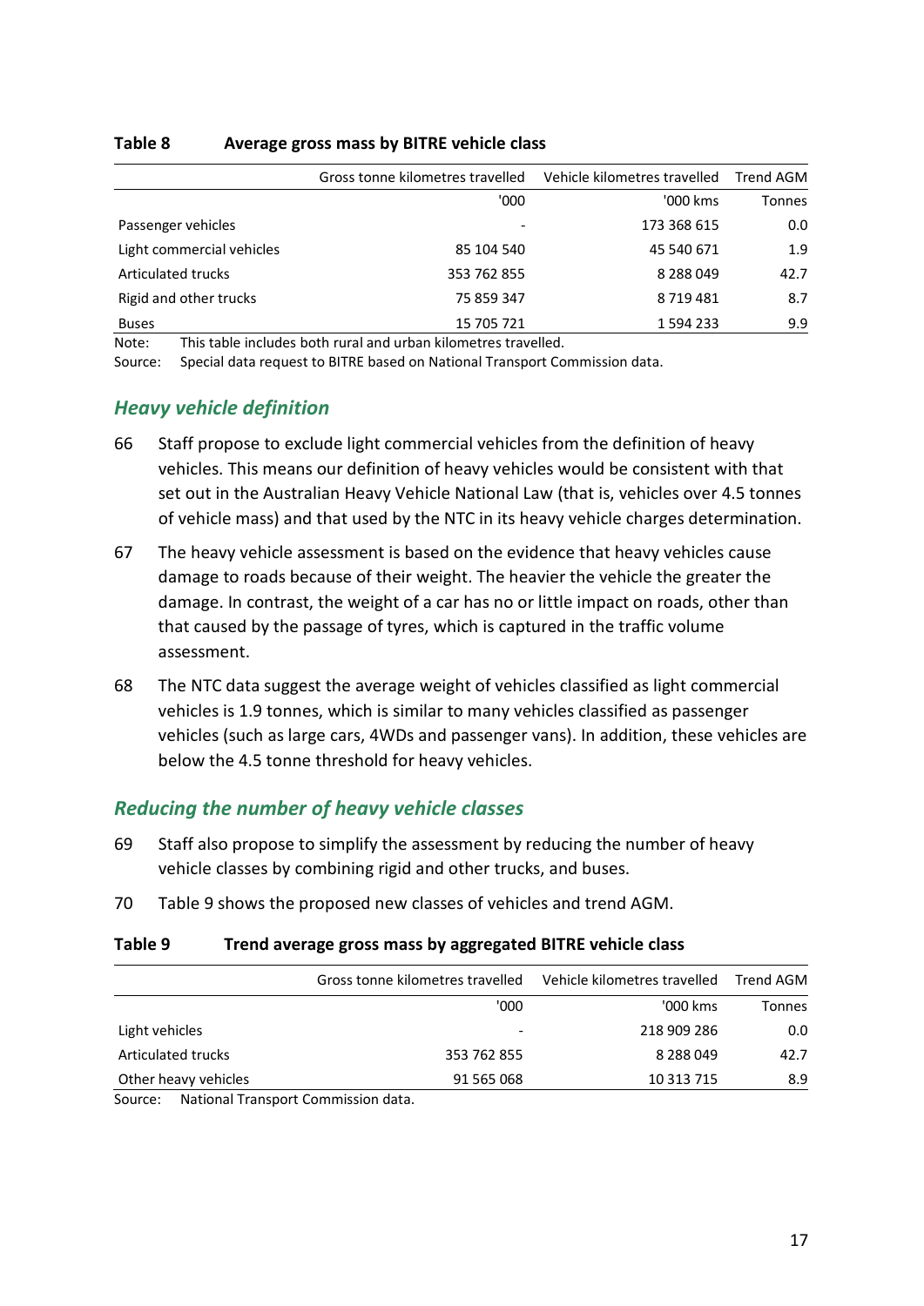**Table 8 Average gross mass by BITRE vehicle class**

| | Gross tonne kilometres travelled | Vehicle kilometres travelled | Trend AGM |
|---|---|---|---|
| | '000 | '000 kms | Tonnes |
| Passenger vehicles | - | 173 368 615 | 0.0 |
| Light commercial vehicles | 85 104 540 | 45 540 671 | 1.9 |
| Articulated trucks | 353 762 855 | 8 288 049 | 42.7 |
| Rigid and other trucks | 75 859 347 | 8 719 481 | 8.7 |
| Buses | 15 705 721 | 1 594 233 | 9.9 |

Note: This table includes both rural and urban kilometres travelled.

Source: Special data request to BITRE based on National Transport Commission data.

### *Heavy vehicle definition*

66 Staff propose to exclude light commercial vehicles from the definition of heavy vehicles. This means our definition of heavy vehicles would be consistent with that set out in the Australian Heavy Vehicle National Law (that is, vehicles over 4.5 tonnes of vehicle mass) and that used by the NTC in its heavy vehicle charges determination.

67 The heavy vehicle assessment is based on the evidence that heavy vehicles cause damage to roads because of their weight. The heavier the vehicle the greater the damage. In contrast, the weight of a car has no or little impact on roads, other than that caused by the passage of tyres, which is captured in the traffic volume assessment.

68 The NTC data suggest the average weight of vehicles classified as light commercial vehicles is 1.9 tonnes, which is similar to many vehicles classified as passenger vehicles (such as large cars, 4WDs and passenger vans). In addition, these vehicles are below the 4.5 tonne threshold for heavy vehicles.

### *Reducing the number of heavy vehicle classes*

69 Staff also propose to simplify the assessment by reducing the number of heavy vehicle classes by combining rigid and other trucks, and buses.

70 Table 9 shows the proposed new classes of vehicles and trend AGM.

**Table 9 Trend average gross mass by aggregated BITRE vehicle class**

| | Gross tonne kilometres travelled | Vehicle kilometres travelled | Trend AGM |
|---|---|---|---|
| | '000 | '000 kms | Tonnes |
| Light vehicles | - | 218 909 286 | 0.0 |
| Articulated trucks | 353 762 855 | 8 288 049 | 42.7 |
| Other heavy vehicles | 91 565 068 | 10 313 715 | 8.9 |

Source: National Transport Commission data.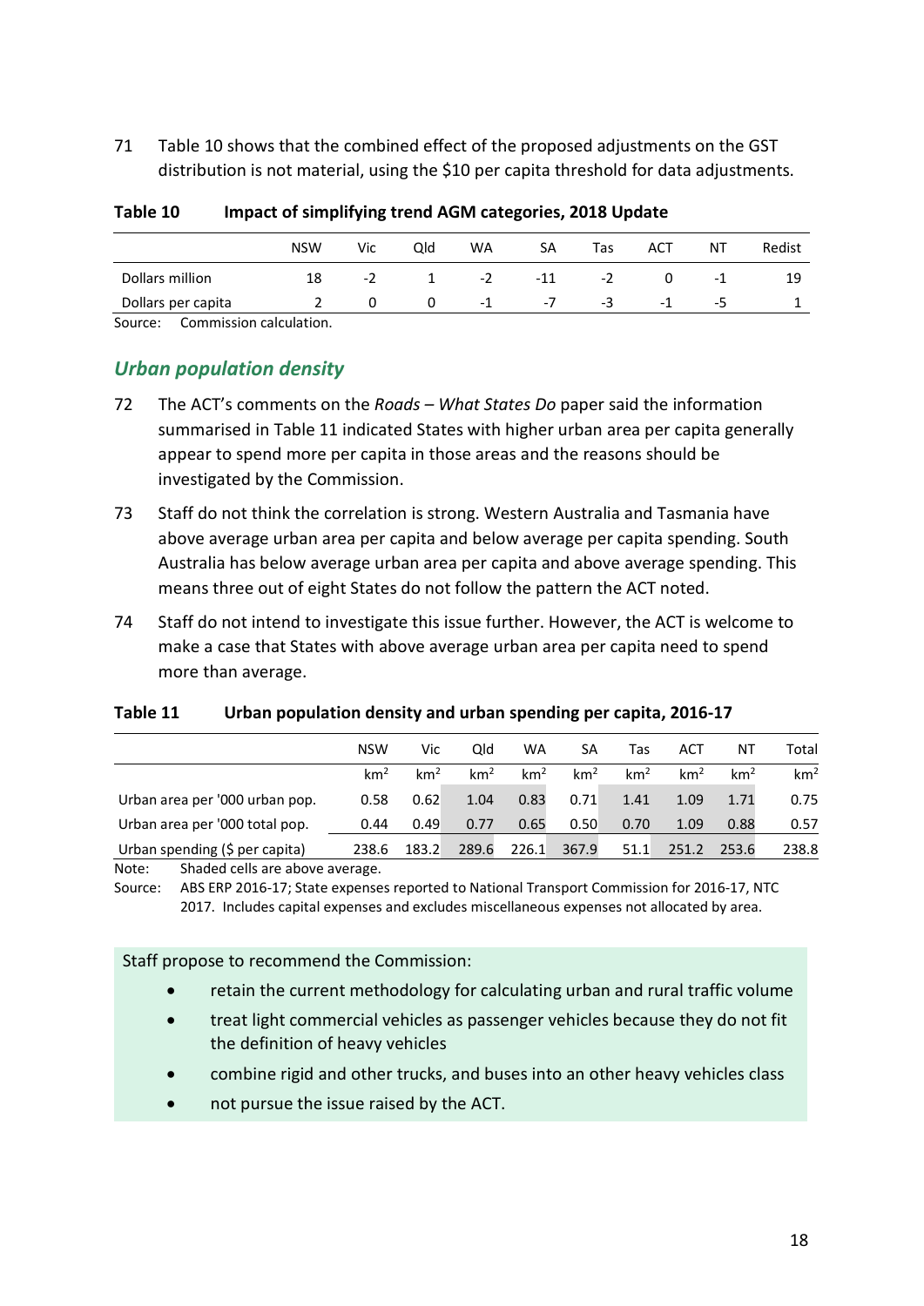71 Table 10 shows that the combined effect of the proposed adjustments on the GST distribution is not material, using the $10 per capita threshold for data adjustments.

**Table 10 Impact of simplifying trend AGM categories, 2018 Update**

| | NSW | Vic | Qld | WA | SA | Tas | ACT | NT | Redist |
|---|---|---|---|---|---|---|---|---|---|
| Dollars million | 18 | -2 | 1 | -2 | -11 | -2 | 0 | -1 | 19 |
| Dollars per capita | 2 | 0 | 0 | -1 | -7 | -3 | -1 | -5 | 1 |

Source: Commission calculation.

## *Urban population density*

72 The ACT's comments on the *Roads – What States Do* paper said the information summarised in Table 11 indicated States with higher urban area per capita generally appear to spend more per capita in those areas and the reasons should be investigated by the Commission.

73 Staff do not think the correlation is strong. Western Australia and Tasmania have above average urban area per capita and below average per capita spending. South Australia has below average urban area per capita and above average spending. This means three out of eight States do not follow the pattern the ACT noted.

74 Staff do not intend to investigate this issue further. However, the ACT is welcome to make a case that States with above average urban area per capita need to spend more than average.

**Table 11 Urban population density and urban spending per capita, 2016-17**

| | NSW | Vic | Qld | WA | SA | Tas | ACT | NT | Total |
|---|---|---|---|---|---|---|---|---|---|
| | $km^2$ | $km^2$ | $km^2$ | $km^2$ | $km^2$ | $km^2$ | $km^2$ | $km^2$ | $km^2$ |
| Urban area per '000 urban pop. | 0.58 | 0.62 | 1.04 | 0.83 | 0.71 | 1.41 | 1.09 | 1.71 | 0.75 |
| Urban area per '000 total pop. | 0.44 | 0.49 | 0.77 | 0.65 | 0.50 | 0.70 | 1.09 | 0.88 | 0.57 |
| Urban spending ($ per capita) | 238.6 | 183.2 | 289.6 | 226.1 | 367.9 | 51.1 | 251.2 | 253.6 | 238.8 |

Note: Shaded cells are above average.
Source: ABS ERP 2016-17; State expenses reported to National Transport Commission for 2016-17, NTC 2017. Includes capital expenses and excludes miscellaneous expenses not allocated by area.

Staff propose to recommend the Commission:

- retain the current methodology for calculating urban and rural traffic volume
- treat light commercial vehicles as passenger vehicles because they do not fit the definition of heavy vehicles
- combine rigid and other trucks, and buses into an other heavy vehicles class
- not pursue the issue raised by the ACT.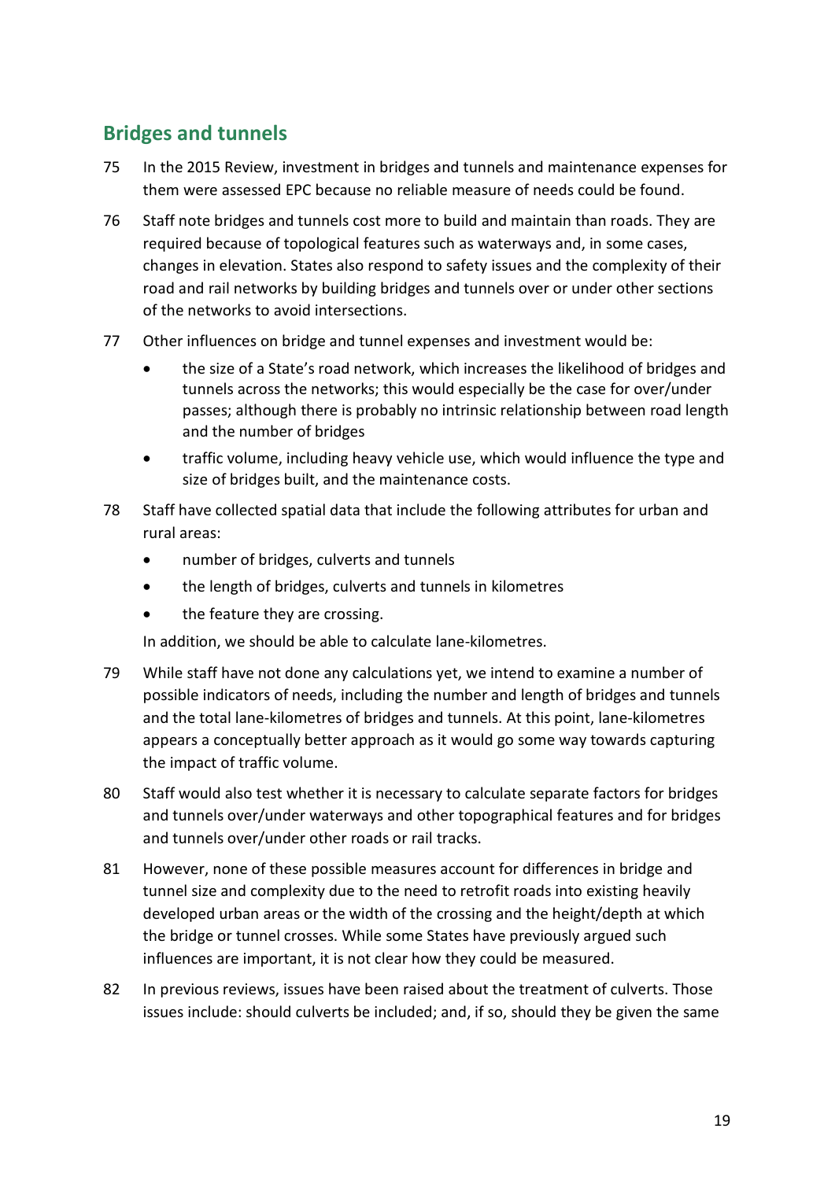## Bridges and tunnels

75 In the 2015 Review, investment in bridges and tunnels and maintenance expenses for them were assessed EPC because no reliable measure of needs could be found.

76 Staff note bridges and tunnels cost more to build and maintain than roads. They are required because of topological features such as waterways and, in some cases, changes in elevation. States also respond to safety issues and the complexity of their road and rail networks by building bridges and tunnels over or under other sections of the networks to avoid intersections.

77 Other influences on bridge and tunnel expenses and investment would be:

- the size of a State's road network, which increases the likelihood of bridges and tunnels across the networks; this would especially be the case for over/under passes; although there is probably no intrinsic relationship between road length and the number of bridges
- traffic volume, including heavy vehicle use, which would influence the type and size of bridges built, and the maintenance costs.

78 Staff have collected spatial data that include the following attributes for urban and rural areas:

- number of bridges, culverts and tunnels
- the length of bridges, culverts and tunnels in kilometres
- the feature they are crossing.

In addition, we should be able to calculate lane-kilometres.

79 While staff have not done any calculations yet, we intend to examine a number of possible indicators of needs, including the number and length of bridges and tunnels and the total lane-kilometres of bridges and tunnels. At this point, lane-kilometres appears a conceptually better approach as it would go some way towards capturing the impact of traffic volume.

80 Staff would also test whether it is necessary to calculate separate factors for bridges and tunnels over/under waterways and other topographical features and for bridges and tunnels over/under other roads or rail tracks.

81 However, none of these possible measures account for differences in bridge and tunnel size and complexity due to the need to retrofit roads into existing heavily developed urban areas or the width of the crossing and the height/depth at which the bridge or tunnel crosses. While some States have previously argued such influences are important, it is not clear how they could be measured.

82 In previous reviews, issues have been raised about the treatment of culverts. Those issues include: should culverts be included; and, if so, should they be given the same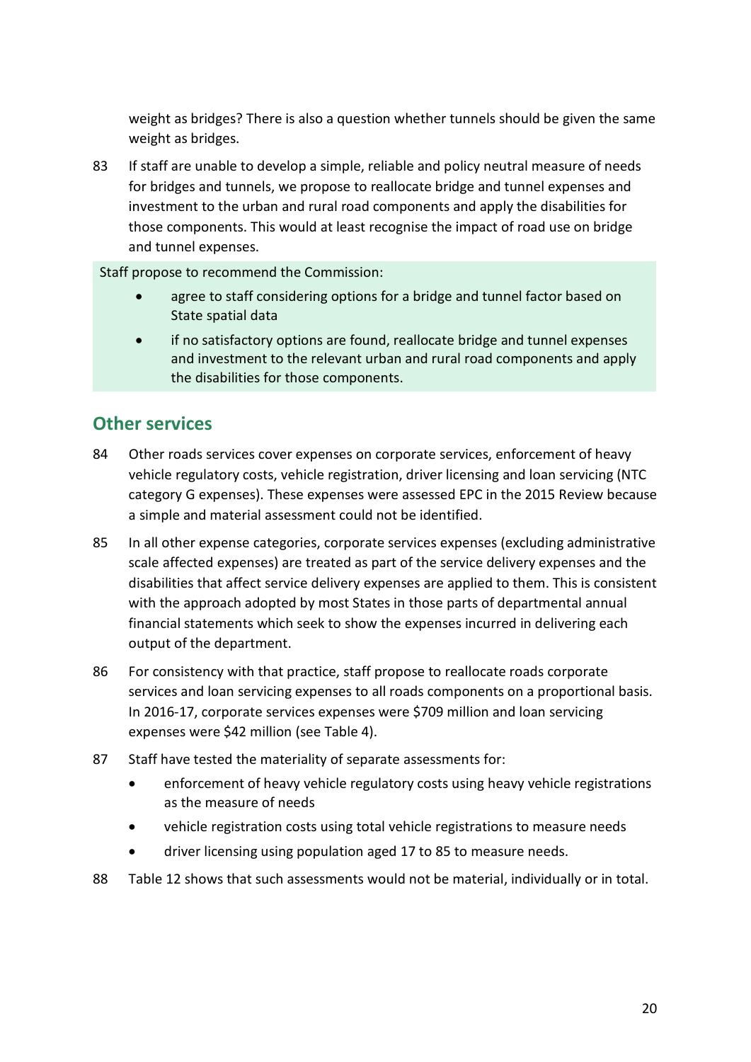weight as bridges? There is also a question whether tunnels should be given the same weight as bridges.

83 If staff are unable to develop a simple, reliable and policy neutral measure of needs for bridges and tunnels, we propose to reallocate bridge and tunnel expenses and investment to the urban and rural road components and apply the disabilities for those components. This would at least recognise the impact of road use on bridge and tunnel expenses.

Staff propose to recommend the Commission:

- agree to staff considering options for a bridge and tunnel factor based on State spatial data
- if no satisfactory options are found, reallocate bridge and tunnel expenses and investment to the relevant urban and rural road components and apply the disabilities for those components.

## Other services

84 Other roads services cover expenses on corporate services, enforcement of heavy vehicle regulatory costs, vehicle registration, driver licensing and loan servicing (NTC category G expenses). These expenses were assessed EPC in the 2015 Review because a simple and material assessment could not be identified.

85 In all other expense categories, corporate services expenses (excluding administrative scale affected expenses) are treated as part of the service delivery expenses and the disabilities that affect service delivery expenses are applied to them. This is consistent with the approach adopted by most States in those parts of departmental annual financial statements which seek to show the expenses incurred in delivering each output of the department.

86 For consistency with that practice, staff propose to reallocate roads corporate services and loan servicing expenses to all roads components on a proportional basis. In 2016-17, corporate services expenses were $709 million and loan servicing expenses were $42 million (see Table 4).

87 Staff have tested the materiality of separate assessments for:

- enforcement of heavy vehicle regulatory costs using heavy vehicle registrations as the measure of needs
- vehicle registration costs using total vehicle registrations to measure needs
- driver licensing using population aged 17 to 85 to measure needs.

88 Table 12 shows that such assessments would not be material, individually or in total.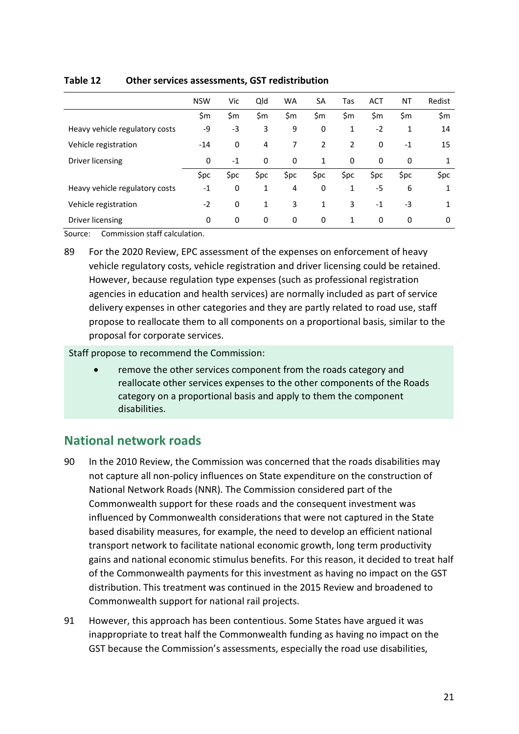**Table 12  Other services assessments, GST redistribution**

| | NSW | Vic | Qld | WA | SA | Tas | ACT | NT | Redist |
|---|---|---|---|---|---|---|---|---|---|
| | $m | $m | $m | $m | $m | $m | $m | $m | $m |
| Heavy vehicle regulatory costs | -9 | -3 | 3 | 9 | 0 | 1 | -2 | 1 | 14 |
| Vehicle registration | -14 | 0 | 4 | 7 | 2 | 2 | 0 | -1 | 15 |
| Driver licensing | 0 | -1 | 0 | 0 | 1 | 0 | 0 | 0 | 1 |
| | $pc | $pc | $pc | $pc | $pc | $pc | $pc | $pc | $pc |
| Heavy vehicle regulatory costs | -1 | 0 | 1 | 4 | 0 | 1 | -5 | 6 | 1 |
| Vehicle registration | -2 | 0 | 1 | 3 | 1 | 3 | -1 | -3 | 1 |
| Driver licensing | 0 | 0 | 0 | 0 | 0 | 1 | 0 | 0 | 0 |

Source: Commission staff calculation.

89 For the 2020 Review, EPC assessment of the expenses on enforcement of heavy vehicle regulatory costs, vehicle registration and driver licensing could be retained. However, because regulation type expenses (such as professional registration agencies in education and health services) are normally included as part of service delivery expenses in other categories and they are partly related to road use, staff propose to reallocate them to all components on a proportional basis, similar to the proposal for corporate services.

Staff propose to recommend the Commission:

- remove the other services component from the roads category and reallocate other services expenses to the other components of the Roads category on a proportional basis and apply to them the component disabilities.

## National network roads

90 In the 2010 Review, the Commission was concerned that the roads disabilities may not capture all non-policy influences on State expenditure on the construction of National Network Roads (NNR). The Commission considered part of the Commonwealth support for these roads and the consequent investment was influenced by Commonwealth considerations that were not captured in the State based disability measures, for example, the need to develop an efficient national transport network to facilitate national economic growth, long term productivity gains and national economic stimulus benefits. For this reason, it decided to treat half of the Commonwealth payments for this investment as having no impact on the GST distribution. This treatment was continued in the 2015 Review and broadened to Commonwealth support for national rail projects.

91 However, this approach has been contentious. Some States have argued it was inappropriate to treat half the Commonwealth funding as having no impact on the GST because the Commission's assessments, especially the road use disabilities,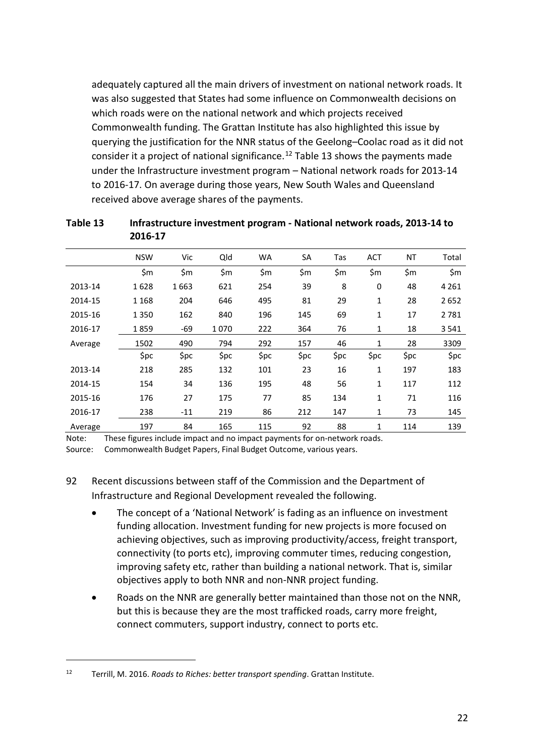adequately captured all the main drivers of investment on national network roads. It was also suggested that States had some influence on Commonwealth decisions on which roads were on the national network and which projects received Commonwealth funding. The Grattan Institute has also highlighted this issue by querying the justification for the NNR status of the Geelong–Coolac road as it did not consider it a project of national significance.[12] Table 13 shows the payments made under the Infrastructure investment program – National network roads for 2013-14 to 2016-17. On average during those years, New South Wales and Queensland received above average shares of the payments.

**Table 13 Infrastructure investment program - National network roads, 2013-14 to 2016-17**

| | NSW | Vic | Qld | WA | SA | Tas | ACT | NT | Total |
|---|---|---|---|---|---|---|---|---|---|
| | $m | $m | $m | $m | $m | $m | $m | $m | $m |
| 2013-14 | 1 628 | 1 663 | 621 | 254 | 39 | 8 | 0 | 48 | 4 261 |
| 2014-15 | 1 168 | 204 | 646 | 495 | 81 | 29 | 1 | 28 | 2 652 |
| 2015-16 | 1 350 | 162 | 840 | 196 | 145 | 69 | 1 | 17 | 2 781 |
| 2016-17 | 1 859 | -69 | 1 070 | 222 | 364 | 76 | 1 | 18 | 3 541 |
| Average | 1502 | 490 | 794 | 292 | 157 | 46 | 1 | 28 | 3309 |
| | $pc | $pc | $pc | $pc | $pc | $pc | $pc | $pc | $pc |
| 2013-14 | 218 | 285 | 132 | 101 | 23 | 16 | 1 | 197 | 183 |
| 2014-15 | 154 | 34 | 136 | 195 | 48 | 56 | 1 | 117 | 112 |
| 2015-16 | 176 | 27 | 175 | 77 | 85 | 134 | 1 | 71 | 116 |
| 2016-17 | 238 | -11 | 219 | 86 | 212 | 147 | 1 | 73 | 145 |
| Average | 197 | 84 | 165 | 115 | 92 | 88 | 1 | 114 | 139 |

Note: These figures include impact and no impact payments for on-network roads.

Source: Commonwealth Budget Papers, Final Budget Outcome, various years.

92 Recent discussions between staff of the Commission and the Department of Infrastructure and Regional Development revealed the following.

- The concept of a 'National Network' is fading as an influence on investment funding allocation. Investment funding for new projects is more focused on achieving objectives, such as improving productivity/access, freight transport, connectivity (to ports etc), improving commuter times, reducing congestion, improving safety etc, rather than building a national network. That is, similar objectives apply to both NNR and non-NNR project funding.
- Roads on the NNR are generally better maintained than those not on the NNR, but this is because they are the most trafficked roads, carry more freight, connect commuters, support industry, connect to ports etc.

[12] Terrill, M. 2016. *Roads to Riches: better transport spending*. Grattan Institute.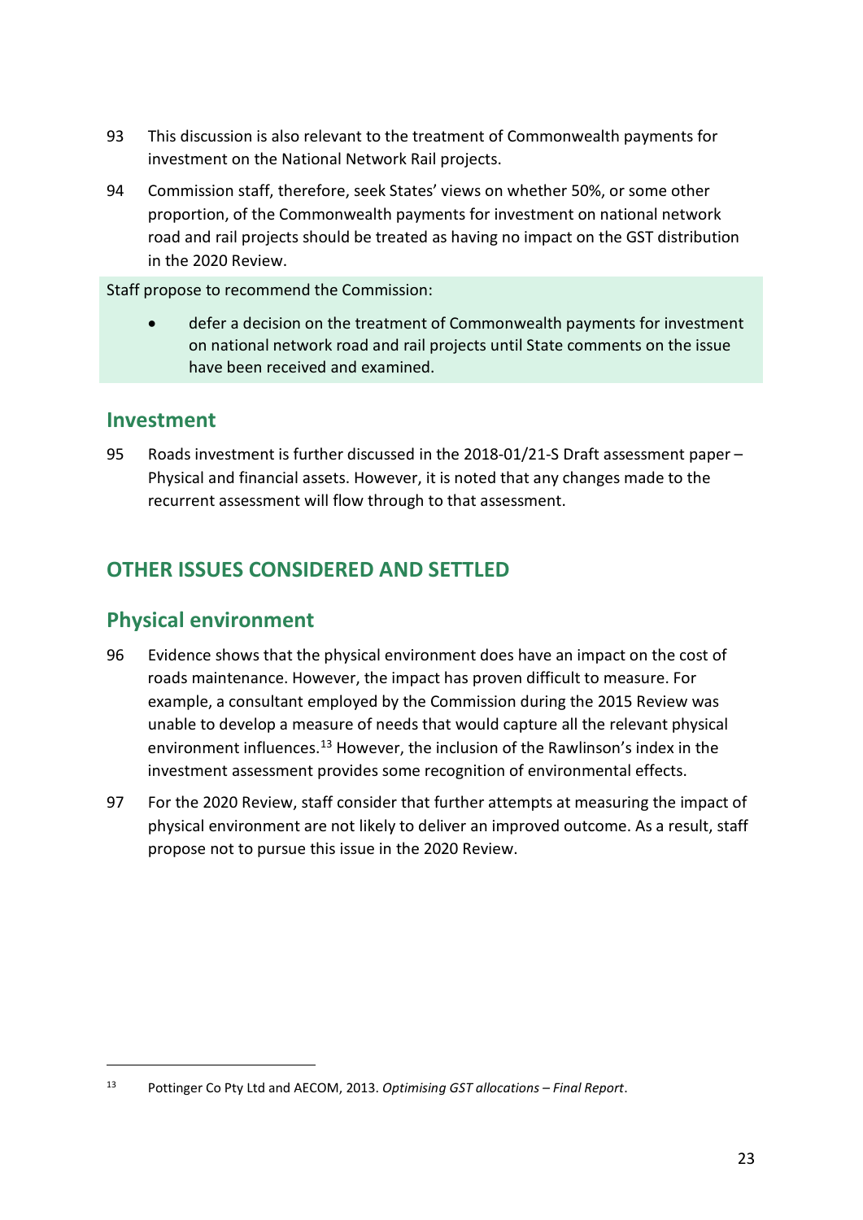93 This discussion is also relevant to the treatment of Commonwealth payments for investment on the National Network Rail projects.

94 Commission staff, therefore, seek States' views on whether 50%, or some other proportion, of the Commonwealth payments for investment on national network road and rail projects should be treated as having no impact on the GST distribution in the 2020 Review.

Staff propose to recommend the Commission:

- defer a decision on the treatment of Commonwealth payments for investment on national network road and rail projects until State comments on the issue have been received and examined.

## Investment

95 Roads investment is further discussed in the 2018-01/21-S Draft assessment paper – Physical and financial assets. However, it is noted that any changes made to the recurrent assessment will flow through to that assessment.

# OTHER ISSUES CONSIDERED AND SETTLED

## Physical environment

96 Evidence shows that the physical environment does have an impact on the cost of roads maintenance. However, the impact has proven difficult to measure. For example, a consultant employed by the Commission during the 2015 Review was unable to develop a measure of needs that would capture all the relevant physical environment influences.[13] However, the inclusion of the Rawlinson's index in the investment assessment provides some recognition of environmental effects.

97 For the 2020 Review, staff consider that further attempts at measuring the impact of physical environment are not likely to deliver an improved outcome. As a result, staff propose not to pursue this issue in the 2020 Review.

---

[13] Pottinger Co Pty Ltd and AECOM, 2013. *Optimising GST allocations – Final Report*.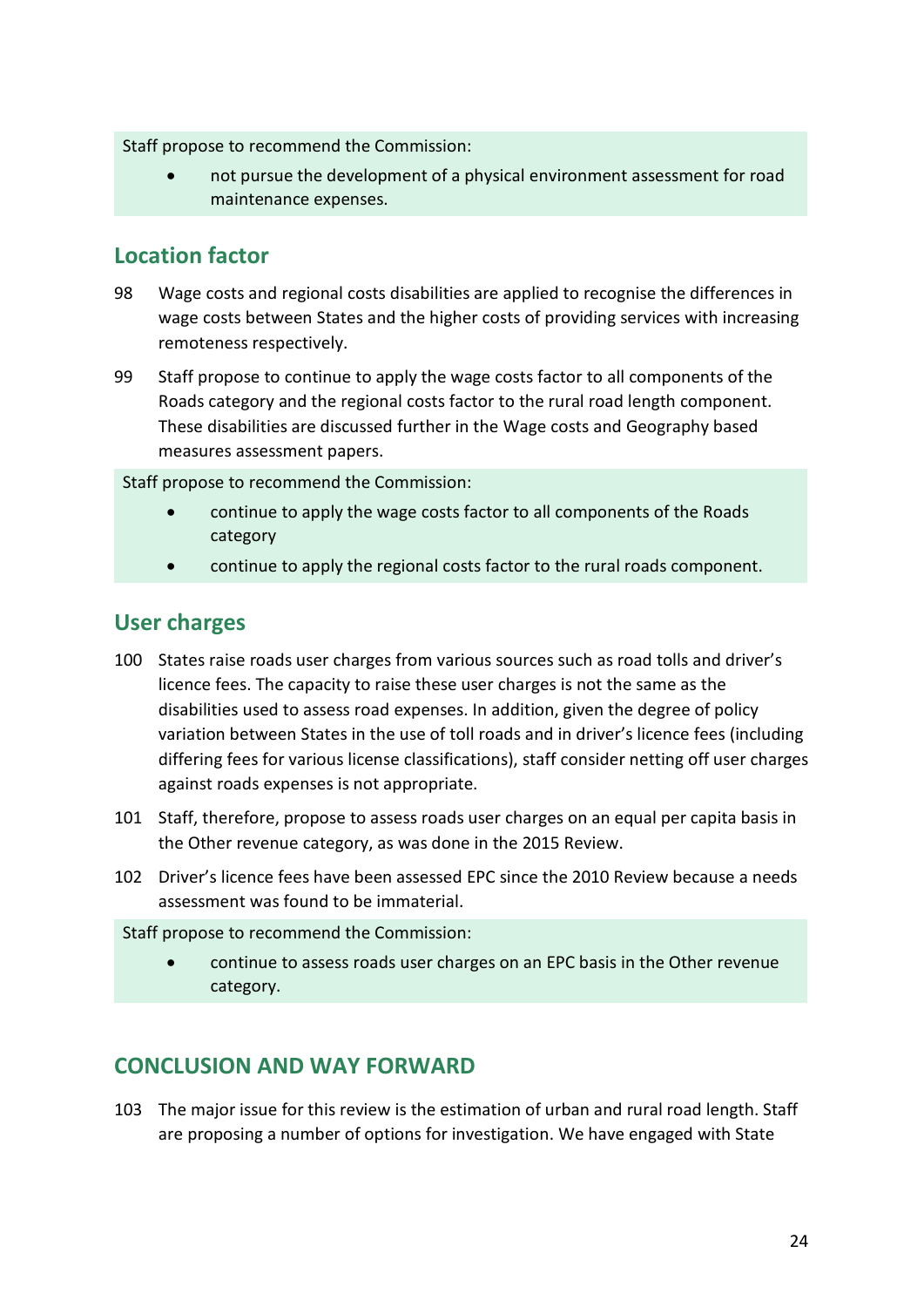Staff propose to recommend the Commission:

- not pursue the development of a physical environment assessment for road maintenance expenses.

## Location factor

98 Wage costs and regional costs disabilities are applied to recognise the differences in wage costs between States and the higher costs of providing services with increasing remoteness respectively.

99 Staff propose to continue to apply the wage costs factor to all components of the Roads category and the regional costs factor to the rural road length component. These disabilities are discussed further in the Wage costs and Geography based measures assessment papers.

Staff propose to recommend the Commission:

- continue to apply the wage costs factor to all components of the Roads category
- continue to apply the regional costs factor to the rural roads component.

## User charges

100 States raise roads user charges from various sources such as road tolls and driver's licence fees. The capacity to raise these user charges is not the same as the disabilities used to assess road expenses. In addition, given the degree of policy variation between States in the use of toll roads and in driver's licence fees (including differing fees for various license classifications), staff consider netting off user charges against roads expenses is not appropriate.

101 Staff, therefore, propose to assess roads user charges on an equal per capita basis in the Other revenue category, as was done in the 2015 Review.

102 Driver's licence fees have been assessed EPC since the 2010 Review because a needs assessment was found to be immaterial.

Staff propose to recommend the Commission:

- continue to assess roads user charges on an EPC basis in the Other revenue category.

## CONCLUSION AND WAY FORWARD

103 The major issue for this review is the estimation of urban and rural road length. Staff are proposing a number of options for investigation. We have engaged with State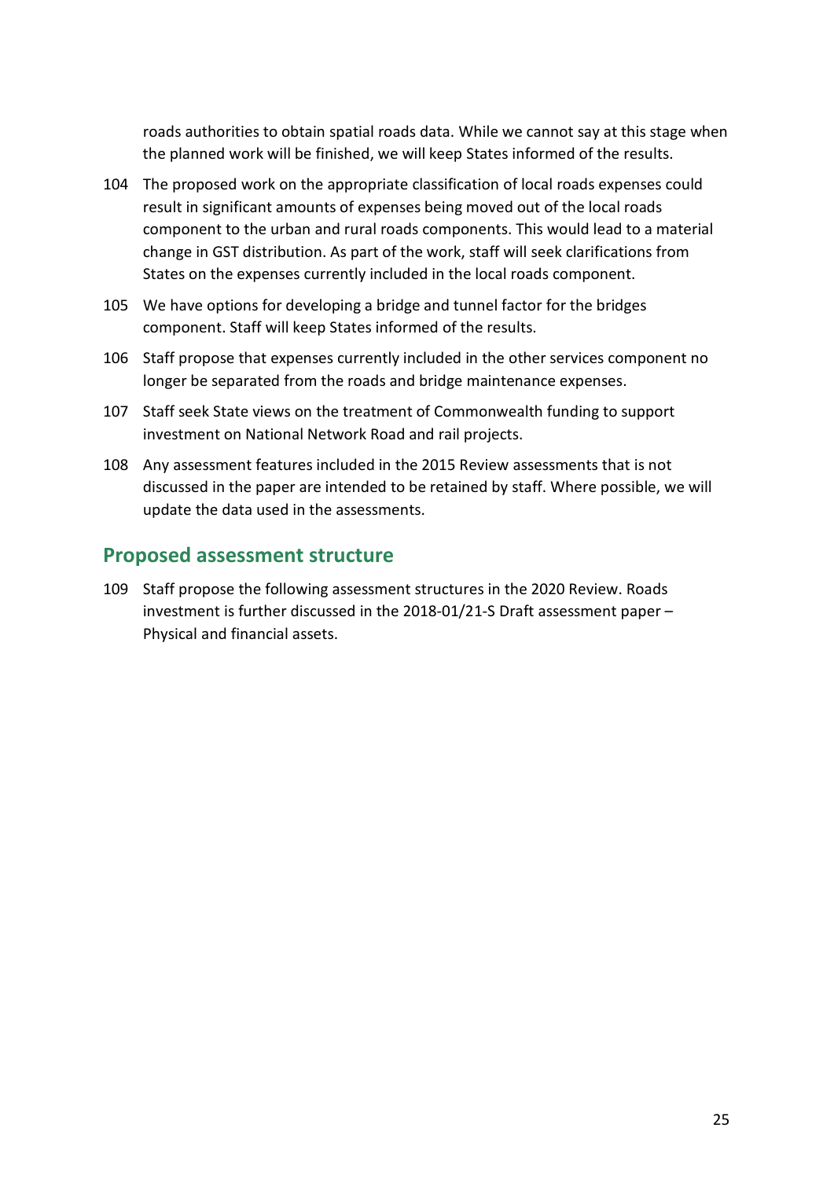roads authorities to obtain spatial roads data. While we cannot say at this stage when the planned work will be finished, we will keep States informed of the results.

104 The proposed work on the appropriate classification of local roads expenses could result in significant amounts of expenses being moved out of the local roads component to the urban and rural roads components. This would lead to a material change in GST distribution. As part of the work, staff will seek clarifications from States on the expenses currently included in the local roads component.

105 We have options for developing a bridge and tunnel factor for the bridges component. Staff will keep States informed of the results.

106 Staff propose that expenses currently included in the other services component no longer be separated from the roads and bridge maintenance expenses.

107 Staff seek State views on the treatment of Commonwealth funding to support investment on National Network Road and rail projects.

108 Any assessment features included in the 2015 Review assessments that is not discussed in the paper are intended to be retained by staff. Where possible, we will update the data used in the assessments.

## Proposed assessment structure

109 Staff propose the following assessment structures in the 2020 Review. Roads investment is further discussed in the 2018-01/21-S Draft assessment paper – Physical and financial assets.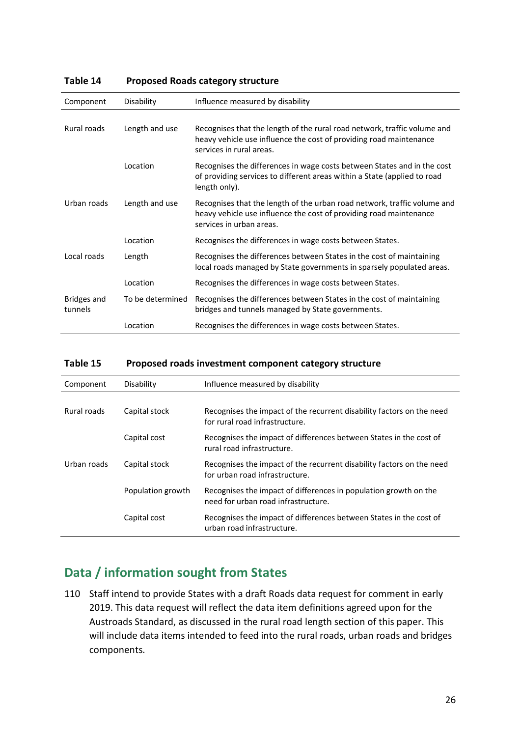**Table 14 Proposed Roads category structure**

| Component | Disability | Influence measured by disability |
|---|---|---|
| Rural roads | Length and use | Recognises that the length of the rural road network, traffic volume and heavy vehicle use influence the cost of providing road maintenance services in rural areas. |
| | Location | Recognises the differences in wage costs between States and in the cost of providing services to different areas within a State (applied to road length only). |
| Urban roads | Length and use | Recognises that the length of the urban road network, traffic volume and heavy vehicle use influence the cost of providing road maintenance services in urban areas. |
| | Location | Recognises the differences in wage costs between States. |
| Local roads | Length | Recognises the differences between States in the cost of maintaining local roads managed by State governments in sparsely populated areas. |
| | Location | Recognises the differences in wage costs between States. |
| Bridges and tunnels | To be determined | Recognises the differences between States in the cost of maintaining bridges and tunnels managed by State governments. |
| | Location | Recognises the differences in wage costs between States. |

**Table 15 Proposed roads investment component category structure**

| Component | Disability | Influence measured by disability |
|---|---|---|
| Rural roads | Capital stock | Recognises the impact of the recurrent disability factors on the need for rural road infrastructure. |
| | Capital cost | Recognises the impact of differences between States in the cost of rural road infrastructure. |
| Urban roads | Capital stock | Recognises the impact of the recurrent disability factors on the need for urban road infrastructure. |
| | Population growth | Recognises the impact of differences in population growth on the need for urban road infrastructure. |
| | Capital cost | Recognises the impact of differences between States in the cost of urban road infrastructure. |

## Data / information sought from States

110 Staff intend to provide States with a draft Roads data request for comment in early 2019. This data request will reflect the data item definitions agreed upon for the Austroads Standard, as discussed in the rural road length section of this paper. This will include data items intended to feed into the rural roads, urban roads and bridges components.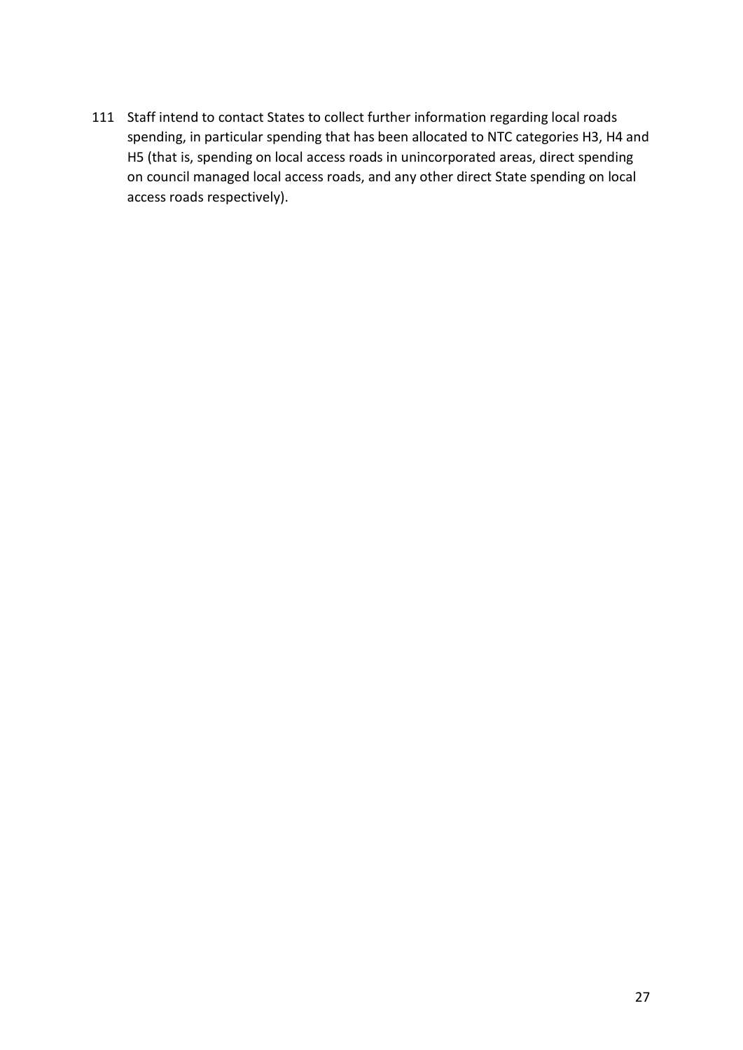111 Staff intend to contact States to collect further information regarding local roads spending, in particular spending that has been allocated to NTC categories H3, H4 and H5 (that is, spending on local access roads in unincorporated areas, direct spending on council managed local access roads, and any other direct State spending on local access roads respectively).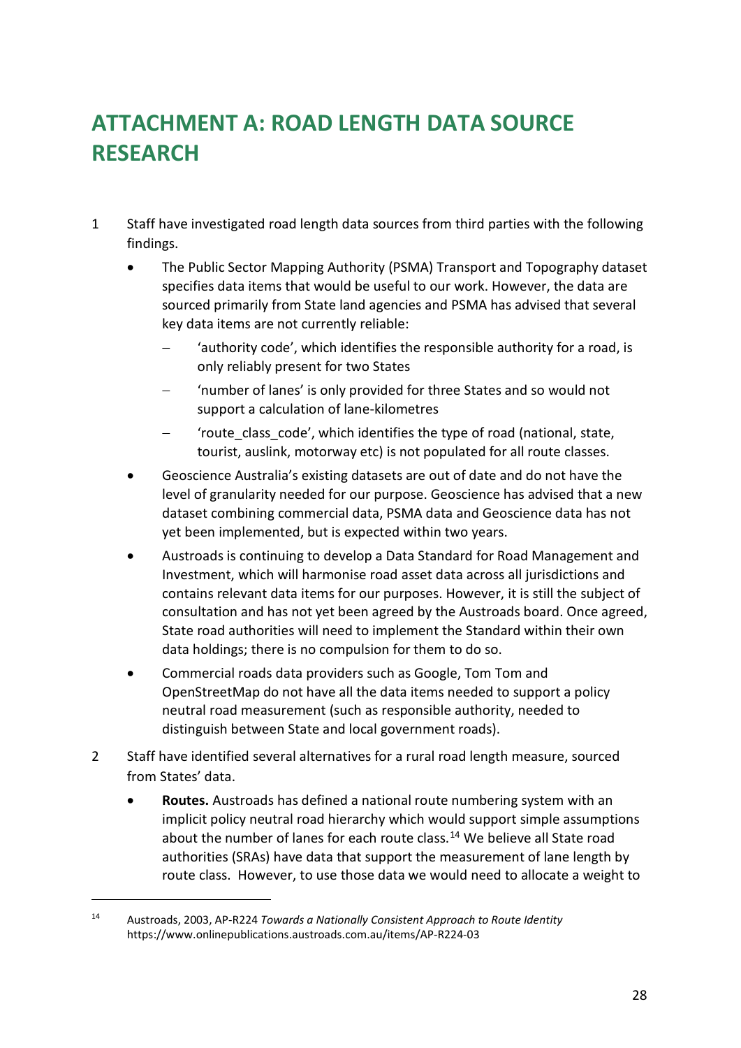# ATTACHMENT A: ROAD LENGTH DATA SOURCE RESEARCH

1. Staff have investigated road length data sources from third parties with the following findings.
   - The Public Sector Mapping Authority (PSMA) Transport and Topography dataset specifies data items that would be useful to our work. However, the data are sourced primarily from State land agencies and PSMA has advised that several key data items are not currently reliable:
     - 'authority code', which identifies the responsible authority for a road, is only reliably present for two States
     - 'number of lanes' is only provided for three States and so would not support a calculation of lane-kilometres
     - 'route_class_code', which identifies the type of road (national, state, tourist, auslink, motorway etc) is not populated for all route classes.
   - Geoscience Australia's existing datasets are out of date and do not have the level of granularity needed for our purpose. Geoscience has advised that a new dataset combining commercial data, PSMA data and Geoscience data has not yet been implemented, but is expected within two years.
   - Austroads is continuing to develop a Data Standard for Road Management and Investment, which will harmonise road asset data across all jurisdictions and contains relevant data items for our purposes. However, it is still the subject of consultation and has not yet been agreed by the Austroads board. Once agreed, State road authorities will need to implement the Standard within their own data holdings; there is no compulsion for them to do so.
   - Commercial roads data providers such as Google, Tom Tom and OpenStreetMap do not have all the data items needed to support a policy neutral road measurement (such as responsible authority, needed to distinguish between State and local government roads).
2. Staff have identified several alternatives for a rural road length measure, sourced from States' data.
   - **Routes.** Austroads has defined a national route numbering system with an implicit policy neutral road hierarchy which would support simple assumptions about the number of lanes for each route class.[14] We believe all State road authorities (SRAs) have data that support the measurement of lane length by route class. However, to use those data we would need to allocate a weight to

[14] Austroads, 2003, AP-R224 *Towards a Nationally Consistent Approach to Route Identity* https://www.onlinepublications.austroads.com.au/items/AP-R224-03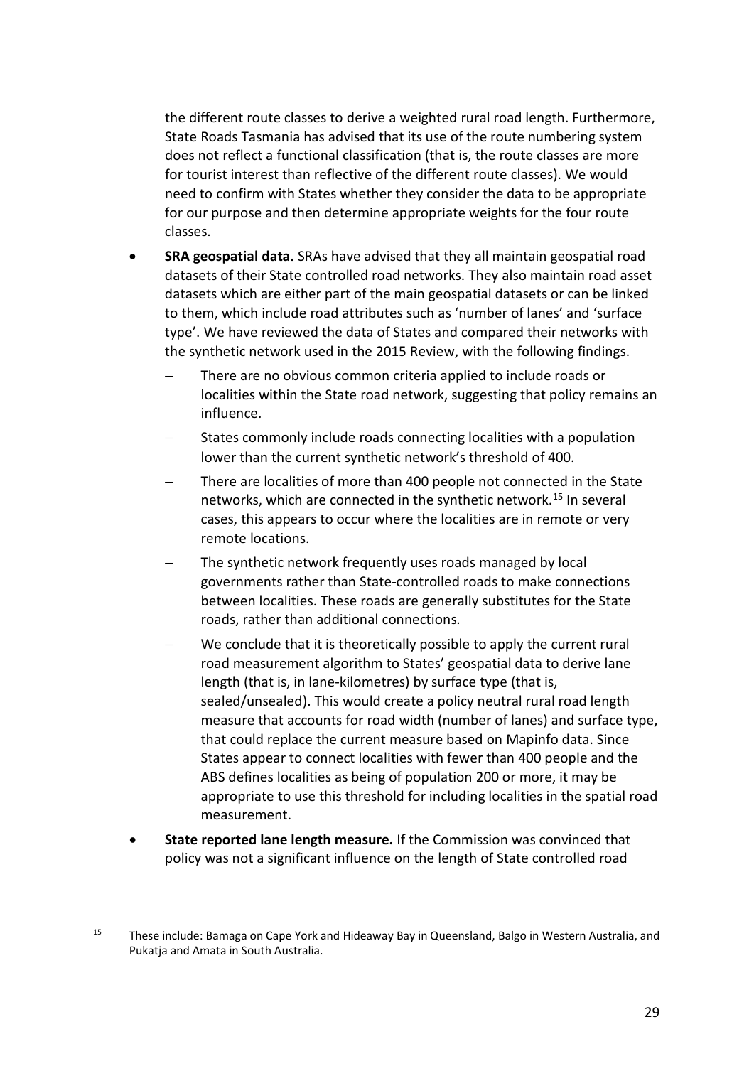the different route classes to derive a weighted rural road length. Furthermore, State Roads Tasmania has advised that its use of the route numbering system does not reflect a functional classification (that is, the route classes are more for tourist interest than reflective of the different route classes). We would need to confirm with States whether they consider the data to be appropriate for our purpose and then determine appropriate weights for the four route classes.

- **SRA geospatial data.** SRAs have advised that they all maintain geospatial road datasets of their State controlled road networks. They also maintain road asset datasets which are either part of the main geospatial datasets or can be linked to them, which include road attributes such as 'number of lanes' and 'surface type'. We have reviewed the data of States and compared their networks with the synthetic network used in the 2015 Review, with the following findings.
  - There are no obvious common criteria applied to include roads or localities within the State road network, suggesting that policy remains an influence.
  - States commonly include roads connecting localities with a population lower than the current synthetic network's threshold of 400.
  - There are localities of more than 400 people not connected in the State networks, which are connected in the synthetic network.[15] In several cases, this appears to occur where the localities are in remote or very remote locations.
  - The synthetic network frequently uses roads managed by local governments rather than State-controlled roads to make connections between localities. These roads are generally substitutes for the State roads, rather than additional connections.
  - We conclude that it is theoretically possible to apply the current rural road measurement algorithm to States' geospatial data to derive lane length (that is, in lane-kilometres) by surface type (that is, sealed/unsealed). This would create a policy neutral rural road length measure that accounts for road width (number of lanes) and surface type, that could replace the current measure based on Mapinfo data. Since States appear to connect localities with fewer than 400 people and the ABS defines localities as being of population 200 or more, it may be appropriate to use this threshold for including localities in the spatial road measurement.
- **State reported lane length measure.** If the Commission was convinced that policy was not a significant influence on the length of State controlled road

[15] These include: Bamaga on Cape York and Hideaway Bay in Queensland, Balgo in Western Australia, and Pukatja and Amata in South Australia.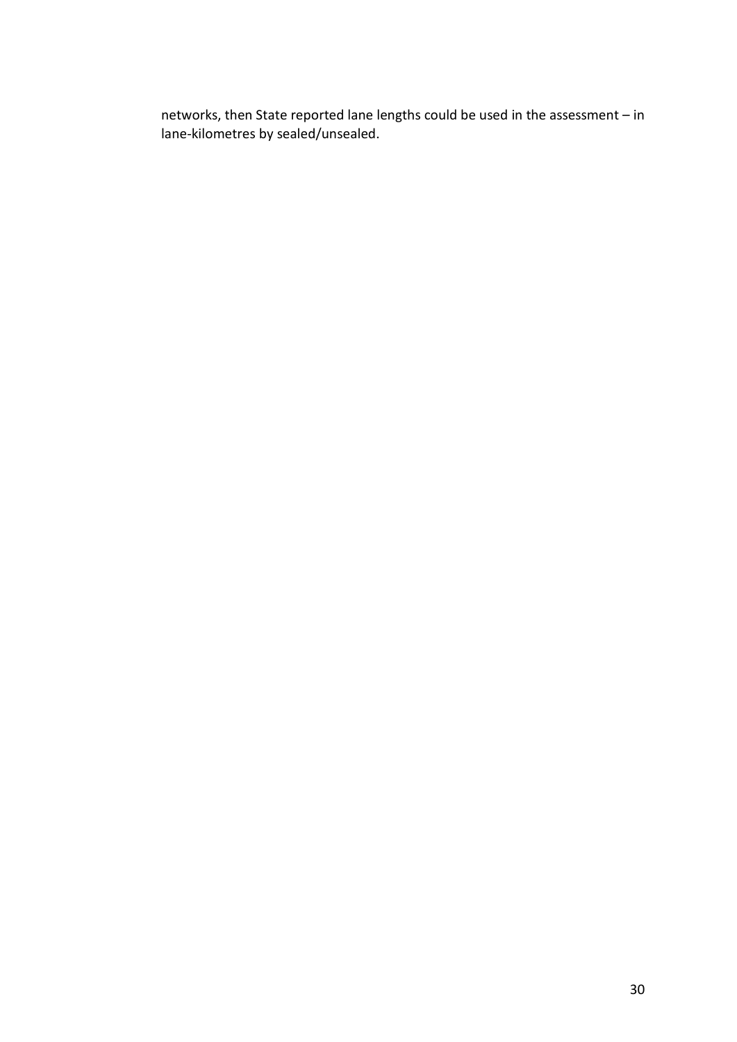networks, then State reported lane lengths could be used in the assessment – in lane-kilometres by sealed/unsealed.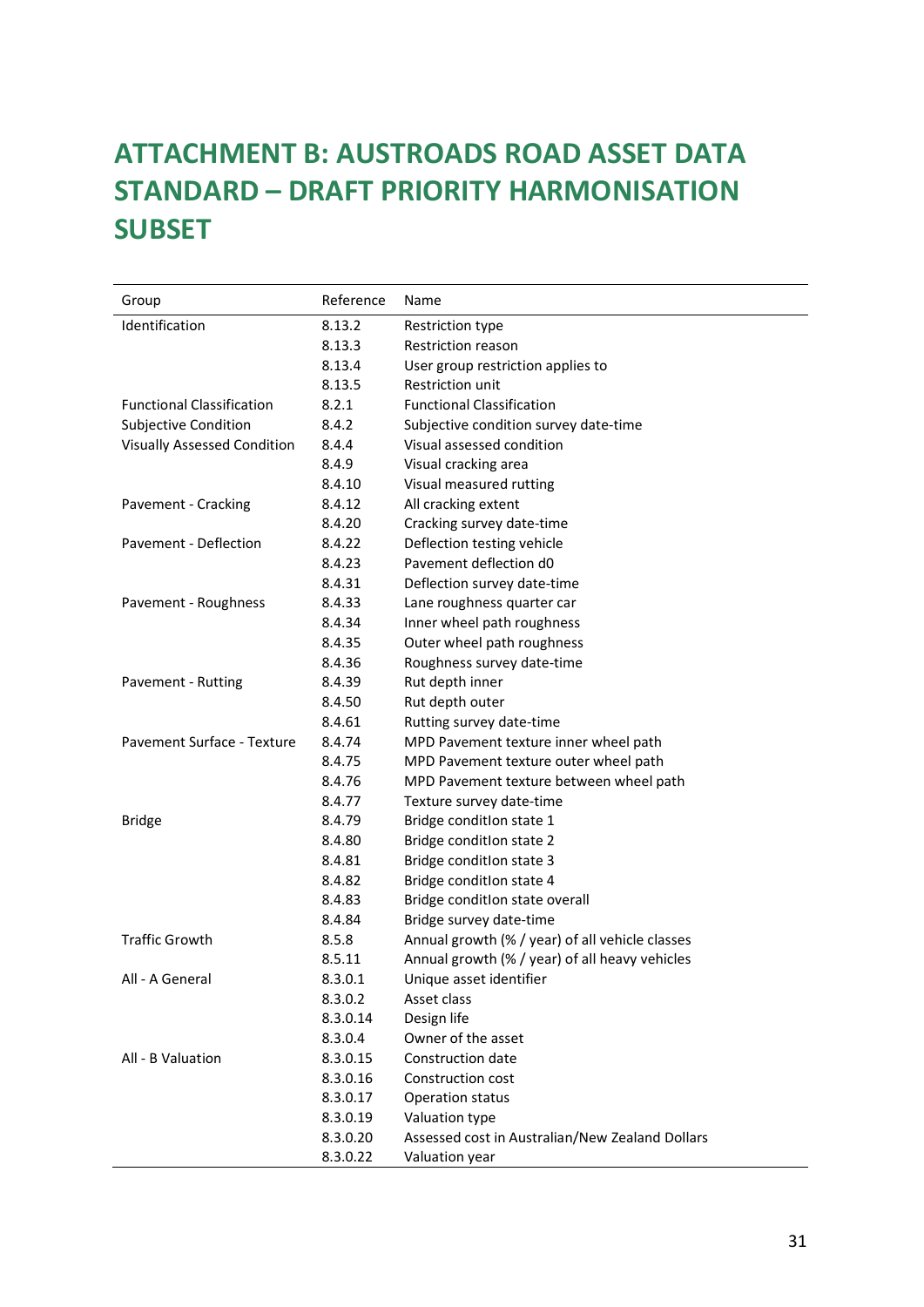# ATTACHMENT B: AUSTROADS ROAD ASSET DATA STANDARD – DRAFT PRIORITY HARMONISATION SUBSET

| Group | Reference | Name |
|---|---|---|
| Identification | 8.13.2 | Restriction type |
| | 8.13.3 | Restriction reason |
| | 8.13.4 | User group restriction applies to |
| | 8.13.5 | Restriction unit |
| Functional Classification | 8.2.1 | Functional Classification |
| Subjective Condition | 8.4.2 | Subjective condition survey date-time |
| Visually Assessed Condition | 8.4.4 | Visual assessed condition |
| | 8.4.9 | Visual cracking area |
| | 8.4.10 | Visual measured rutting |
| Pavement - Cracking | 8.4.12 | All cracking extent |
| | 8.4.20 | Cracking survey date-time |
| Pavement - Deflection | 8.4.22 | Deflection testing vehicle |
| | 8.4.23 | Pavement deflection d0 |
| | 8.4.31 | Deflection survey date-time |
| Pavement - Roughness | 8.4.33 | Lane roughness quarter car |
| | 8.4.34 | Inner wheel path roughness |
| | 8.4.35 | Outer wheel path roughness |
| | 8.4.36 | Roughness survey date-time |
| Pavement - Rutting | 8.4.39 | Rut depth inner |
| | 8.4.50 | Rut depth outer |
| | 8.4.61 | Rutting survey date-time |
| Pavement Surface - Texture | 8.4.74 | MPD Pavement texture inner wheel path |
| | 8.4.75 | MPD Pavement texture outer wheel path |
| | 8.4.76 | MPD Pavement texture between wheel path |
| | 8.4.77 | Texture survey date-time |
| Bridge | 8.4.79 | Bridge conditIon state 1 |
| | 8.4.80 | Bridge conditIon state 2 |
| | 8.4.81 | Bridge conditIon state 3 |
| | 8.4.82 | Bridge conditIon state 4 |
| | 8.4.83 | Bridge conditIon state overall |
| | 8.4.84 | Bridge survey date-time |
| Traffic Growth | 8.5.8 | Annual growth (% / year) of all vehicle classes |
| | 8.5.11 | Annual growth (% / year) of all heavy vehicles |
| All - A General | 8.3.0.1 | Unique asset identifier |
| | 8.3.0.2 | Asset class |
| | 8.3.0.14 | Design life |
| | 8.3.0.4 | Owner of the asset |
| All - B Valuation | 8.3.0.15 | Construction date |
| | 8.3.0.16 | Construction cost |
| | 8.3.0.17 | Operation status |
| | 8.3.0.19 | Valuation type |
| | 8.3.0.20 | Assessed cost in Australian/New Zealand Dollars |
| | 8.3.0.22 | Valuation year |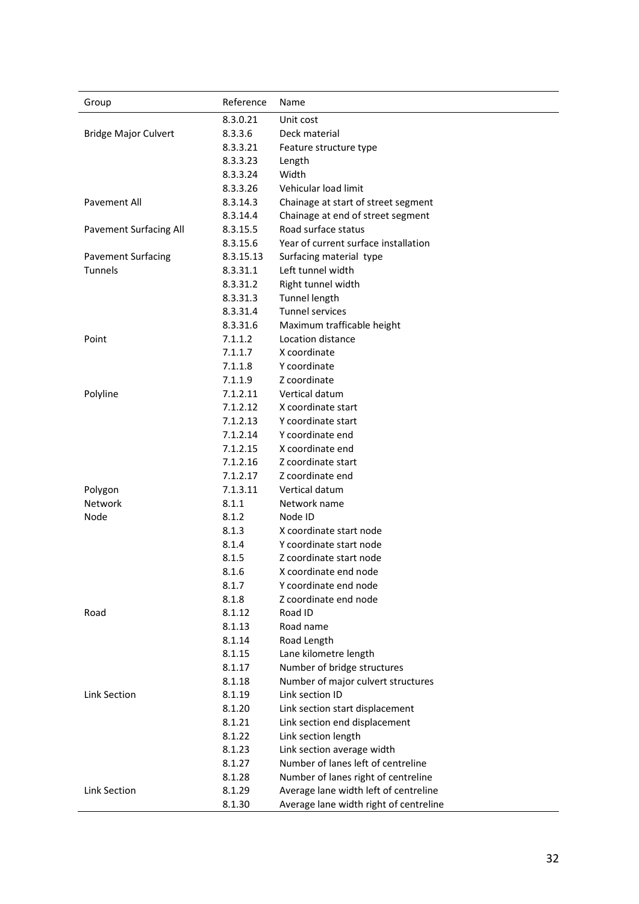| Group | Reference | Name |
|---|---|---|
| | 8.3.0.21 | Unit cost |
| Bridge Major Culvert | 8.3.3.6 | Deck material |
| | 8.3.3.21 | Feature structure type |
| | 8.3.3.23 | Length |
| | 8.3.3.24 | Width |
| | 8.3.3.26 | Vehicular load limit |
| Pavement All | 8.3.14.3 | Chainage at start of street segment |
| | 8.3.14.4 | Chainage at end of street segment |
| Pavement Surfacing All | 8.3.15.5 | Road surface status |
| | 8.3.15.6 | Year of current surface installation |
| Pavement Surfacing | 8.3.15.13 | Surfacing material type |
| Tunnels | 8.3.31.1 | Left tunnel width |
| | 8.3.31.2 | Right tunnel width |
| | 8.3.31.3 | Tunnel length |
| | 8.3.31.4 | Tunnel services |
| | 8.3.31.6 | Maximum trafficable height |
| Point | 7.1.1.2 | Location distance |
| | 7.1.1.7 | X coordinate |
| | 7.1.1.8 | Y coordinate |
| | 7.1.1.9 | Z coordinate |
| Polyline | 7.1.2.11 | Vertical datum |
| | 7.1.2.12 | X coordinate start |
| | 7.1.2.13 | Y coordinate start |
| | 7.1.2.14 | Y coordinate end |
| | 7.1.2.15 | X coordinate end |
| | 7.1.2.16 | Z coordinate start |
| | 7.1.2.17 | Z coordinate end |
| Polygon | 7.1.3.11 | Vertical datum |
| Network | 8.1.1 | Network name |
| Node | 8.1.2 | Node ID |
| | 8.1.3 | X coordinate start node |
| | 8.1.4 | Y coordinate start node |
| | 8.1.5 | Z coordinate start node |
| | 8.1.6 | X coordinate end node |
| | 8.1.7 | Y coordinate end node |
| | 8.1.8 | Z coordinate end node |
| Road | 8.1.12 | Road ID |
| | 8.1.13 | Road name |
| | 8.1.14 | Road Length |
| | 8.1.15 | Lane kilometre length |
| | 8.1.17 | Number of bridge structures |
| | 8.1.18 | Number of major culvert structures |
| Link Section | 8.1.19 | Link section ID |
| | 8.1.20 | Link section start displacement |
| | 8.1.21 | Link section end displacement |
| | 8.1.22 | Link section length |
| | 8.1.23 | Link section average width |
| | 8.1.27 | Number of lanes left of centreline |
| | 8.1.28 | Number of lanes right of centreline |
| Link Section | 8.1.29 | Average lane width left of centreline |
| | 8.1.30 | Average lane width right of centreline |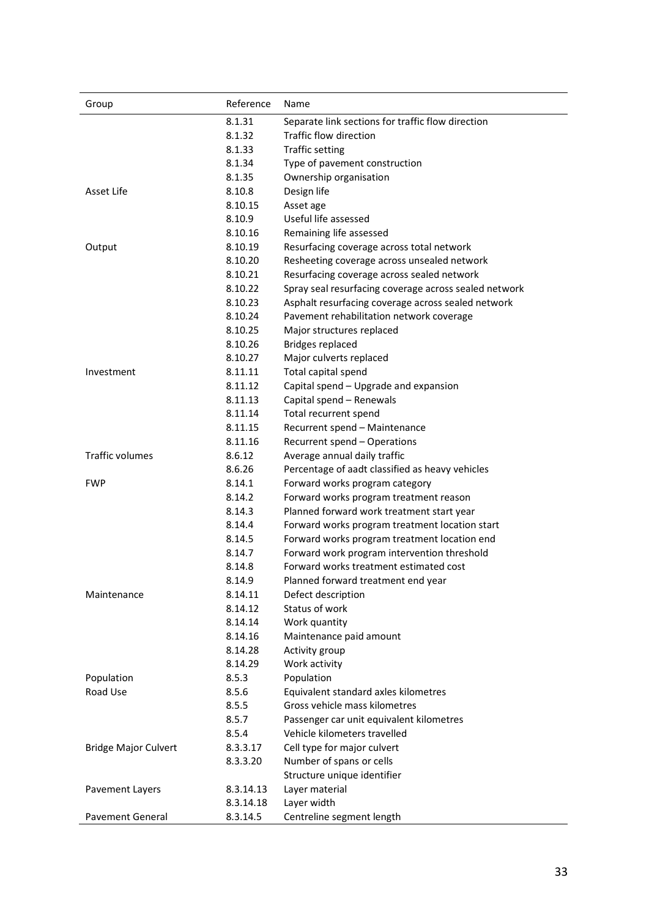| Group | Reference | Name |
|---|---|---|
| | 8.1.31 | Separate link sections for traffic flow direction |
| | 8.1.32 | Traffic flow direction |
| | 8.1.33 | Traffic setting |
| | 8.1.34 | Type of pavement construction |
| | 8.1.35 | Ownership organisation |
| Asset Life | 8.10.8 | Design life |
| | 8.10.15 | Asset age |
| | 8.10.9 | Useful life assessed |
| | 8.10.16 | Remaining life assessed |
| Output | 8.10.19 | Resurfacing coverage across total network |
| | 8.10.20 | Resheeting coverage across unsealed network |
| | 8.10.21 | Resurfacing coverage across sealed network |
| | 8.10.22 | Spray seal resurfacing coverage across sealed network |
| | 8.10.23 | Asphalt resurfacing coverage across sealed network |
| | 8.10.24 | Pavement rehabilitation network coverage |
| | 8.10.25 | Major structures replaced |
| | 8.10.26 | Bridges replaced |
| | 8.10.27 | Major culverts replaced |
| Investment | 8.11.11 | Total capital spend |
| | 8.11.12 | Capital spend – Upgrade and expansion |
| | 8.11.13 | Capital spend – Renewals |
| | 8.11.14 | Total recurrent spend |
| | 8.11.15 | Recurrent spend – Maintenance |
| | 8.11.16 | Recurrent spend – Operations |
| Traffic volumes | 8.6.12 | Average annual daily traffic |
| | 8.6.26 | Percentage of aadt classified as heavy vehicles |
| FWP | 8.14.1 | Forward works program category |
| | 8.14.2 | Forward works program treatment reason |
| | 8.14.3 | Planned forward work treatment start year |
| | 8.14.4 | Forward works program treatment location start |
| | 8.14.5 | Forward works program treatment location end |
| | 8.14.7 | Forward work program intervention threshold |
| | 8.14.8 | Forward works treatment estimated cost |
| | 8.14.9 | Planned forward treatment end year |
| Maintenance | 8.14.11 | Defect description |
| | 8.14.12 | Status of work |
| | 8.14.14 | Work quantity |
| | 8.14.16 | Maintenance paid amount |
| | 8.14.28 | Activity group |
| | 8.14.29 | Work activity |
| Population | 8.5.3 | Population |
| Road Use | 8.5.6 | Equivalent standard axles kilometres |
| | 8.5.5 | Gross vehicle mass kilometres |
| | 8.5.7 | Passenger car unit equivalent kilometres |
| | 8.5.4 | Vehicle kilometers travelled |
| Bridge Major Culvert | 8.3.3.17 | Cell type for major culvert |
| | 8.3.3.20 | Number of spans or cells |
| | | Structure unique identifier |
| Pavement Layers | 8.3.14.13 | Layer material |
| | 8.3.14.18 | Layer width |
| Pavement General | 8.3.14.5 | Centreline segment length |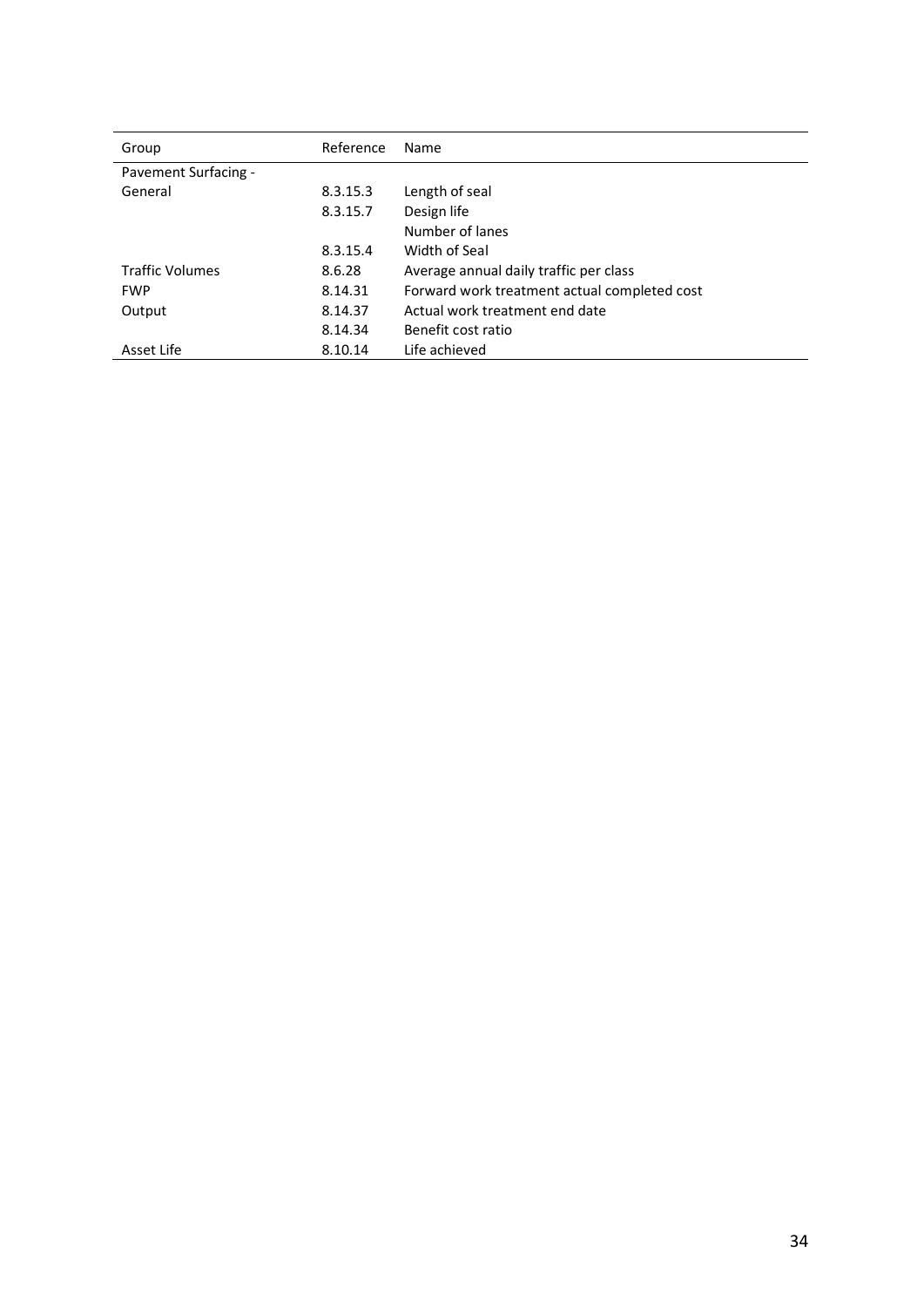| Group | Reference | Name |
|---|---|---|
| Pavement Surfacing - | | |
| General | 8.3.15.3 | Length of seal |
| | 8.3.15.7 | Design life |
| | | Number of lanes |
| | 8.3.15.4 | Width of Seal |
| Traffic Volumes | 8.6.28 | Average annual daily traffic per class |
| FWP | 8.14.31 | Forward work treatment actual completed cost |
| Output | 8.14.37 | Actual work treatment end date |
| | 8.14.34 | Benefit cost ratio |
| Asset Life | 8.10.14 | Life achieved |